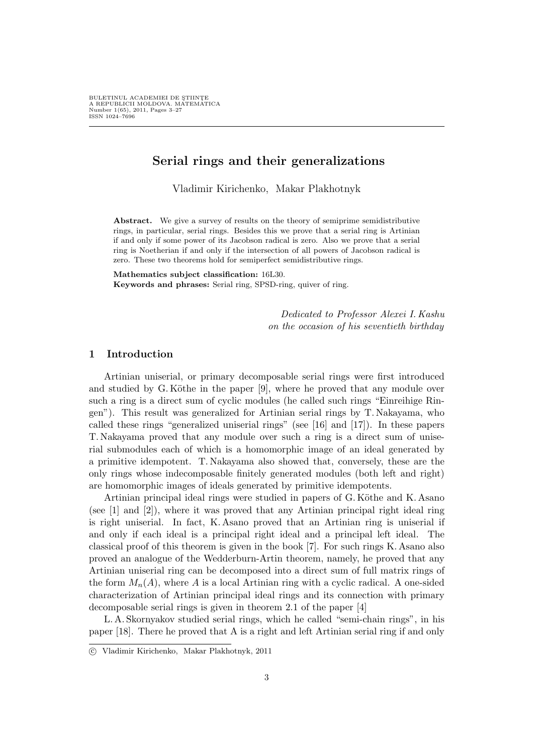# Serial rings and their generalizations

Vladimir Kirichenko, Makar Plakhotnyk

**Abstract.** We give a survey of results on the theory of semiprime semidistributive rings, in particular, serial rings. Besides this we prove that a serial ring is Artinian if and only if some power of its Jacobson radical is zero. Also we prove that a serial ring is Noetherian if and only if the intersection of all powers of Jacobson radical is zero. These two theorems hold for semiperfect semidistributive rings.

**Mathematics subject classification:** 16L30.

**Keywords and phrases:** Serial ring, SPSD-ring, quiver of ring.

*Dedicated to Professor Alexei I. Kashu on the occasion of his seventieth birthday*

## 1 Introduction

Artinian uniserial, or primary decomposable serial rings were first introduced and studied by G. Köthe in the paper [9], where he proved that any module over such a ring is a direct sum of cyclic modules (he called such rings "Einreihige Ringen"). This result was generalized for Artinian serial rings by T. Nakayama, who called these rings "generalized uniserial rings" (see [16] and [17]). In these papers T. Nakayama proved that any module over such a ring is a direct sum of uniserial submodules each of which is a homomorphic image of an ideal generated by a primitive idempotent. T. Nakayama also showed that, conversely, these are the only rings whose indecomposable finitely generated modules (both left and right) are homomorphic images of ideals generated by primitive idempotents.

Artinian principal ideal rings were studied in papers of G. Köthe and K. Asano (see [1] and [2]), where it was proved that any Artinian principal right ideal ring is right uniserial. In fact, K. Asano proved that an Artinian ring is uniserial if and only if each ideal is a principal right ideal and a principal left ideal. The classical proof of this theorem is given in the book [7]. For such rings K. Asano also proved an analogue of the Wedderburn-Artin theorem, namely, he proved that any Artinian uniserial ring can be decomposed into a direct sum of full matrix rings of the form $M_n(A)$, where $A$ is a local Artinian ring with a cyclic radical. A one-sided characterization of Artinian principal ideal rings and its connection with primary decomposable serial rings is given in theorem 2.1 of the paper [4]

L. A. Skornyakov studied serial rings, which he called "semi-chain rings", in his paper [18]. There he proved that A is a right and left Artinian serial ring if and only

---

© Vladimir Kirichenko, Makar Plakhotnyk, 2011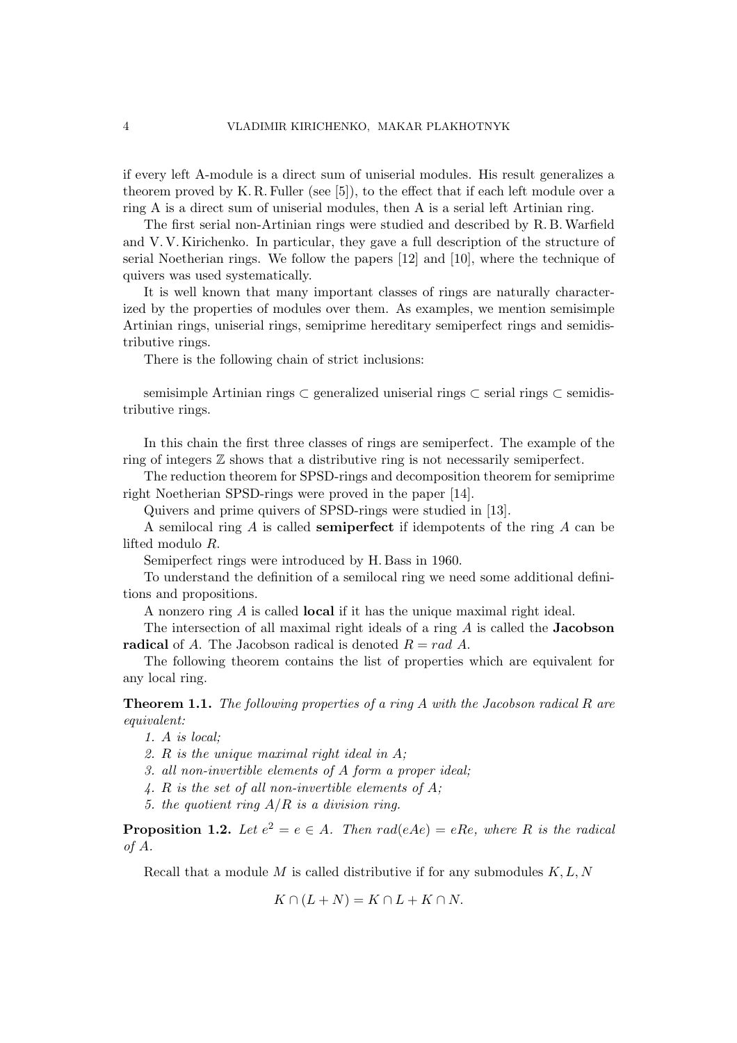if every left A-module is a direct sum of uniserial modules. His result generalizes a theorem proved by K. R. Fuller (see [5]), to the effect that if each left module over a ring A is a direct sum of uniserial modules, then A is a serial left Artinian ring.

The first serial non-Artinian rings were studied and described by R. B. Warfield and V. V. Kirichenko. In particular, they gave a full description of the structure of serial Noetherian rings. We follow the papers [12] and [10], where the technique of quivers was used systematically.

It is well known that many important classes of rings are naturally characterized by the properties of modules over them. As examples, we mention semisimple Artinian rings, uniserial rings, semiprime hereditary semiperfect rings and semidistributive rings.

There is the following chain of strict inclusions:

semisimple Artinian rings $\subset$ generalized uniserial rings $\subset$ serial rings $\subset$ semidistributive rings.

In this chain the first three classes of rings are semiperfect. The example of the ring of integers $\mathbb{Z}$ shows that a distributive ring is not necessarily semiperfect.

The reduction theorem for SPSD-rings and decomposition theorem for semiprime right Noetherian SPSD-rings were proved in the paper [14].

Quivers and prime quivers of SPSD-rings were studied in [13].

A semilocal ring $A$ is called **semiperfect** if idempotents of the ring $A$ can be lifted modulo $R$.

Semiperfect rings were introduced by H. Bass in 1960.

To understand the definition of a semilocal ring we need some additional definitions and propositions.

A nonzero ring $A$ is called **local** if it has the unique maximal right ideal.

The intersection of all maximal right ideals of a ring $A$ is called the **Jacobson radical** of $A$. The Jacobson radical is denoted $R = rad\ A$.

The following theorem contains the list of properties which are equivalent for any local ring.

**Theorem 1.1.** *The following properties of a ring $A$ with the Jacobson radical $R$ are equivalent:*

1. *$A$ is local;*
2. *$R$ is the unique maximal right ideal in $A$;*
3. *all non-invertible elements of $A$ form a proper ideal;*
4. *$R$ is the set of all non-invertible elements of $A$;*
5. *the quotient ring $A/R$ is a division ring.*

**Proposition 1.2.** *Let $e^2 = e \in A$. Then $rad(eAe) = eRe$, where $R$ is the radical of $A$.*

Recall that a module $M$ is called distributive if for any submodules $K, L, N$

$$K \cap (L + N) = K \cap L + K \cap N.$$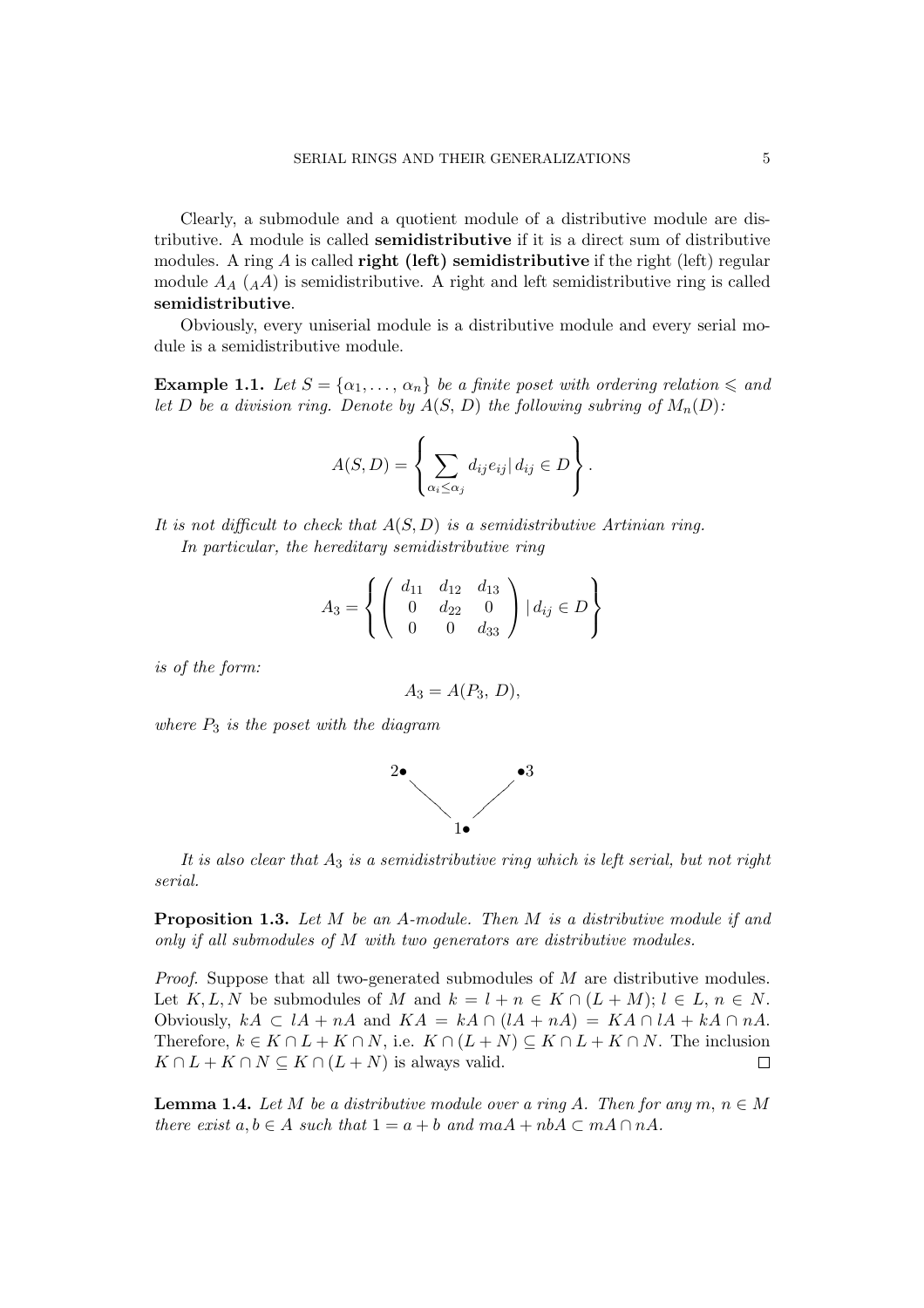Clearly, a submodule and a quotient module of a distributive module are distributive. A module is called **semidistributive** if it is a direct sum of distributive modules. A ring $A$ is called **right (left) semidistributive** if the right (left) regular module $A_A$ (${}_AA$) is semidistributive. A right and left semidistributive ring is called **semidistributive**.

Obviously, every uniserial module is a distributive module and every serial module is a semidistributive module.

**Example 1.1.** *Let $S = \{\alpha_1, \ldots, \alpha_n\}$ be a finite poset with ordering relation $\leqslant$ and let $D$ be a division ring. Denote by $A(S, D)$ the following subring of $M_n(D)$:*

$$A(S, D) = \left\{ \sum_{\alpha_i \leq \alpha_j} d_{ij} e_{ij} | \, d_{ij} \in D \right\}.$$

*It is not difficult to check that $A(S, D)$ is a semidistributive Artinian ring.*

*In particular, the hereditary semidistributive ring*

$$A_3 = \left\{ \begin{pmatrix} d_{11} & d_{12} & d_{13} \\ 0 & d_{22} & 0 \\ 0 & 0 & d_{33} \end{pmatrix} | \, d_{ij} \in D \right\}$$

*is of the form:*

$$A_3 = A(P_3, D),$$

*where $P_3$ is the poset with the diagram*

```
2•         •3
   \      /
    \    /
      1•
```

*It is also clear that $A_3$ is a semidistributive ring which is left serial, but not right serial.*

**Proposition 1.3.** *Let $M$ be an $A$-module. Then $M$ is a distributive module if and only if all submodules of $M$ with two generators are distributive modules.*

*Proof.* Suppose that all two-generated submodules of $M$ are distributive modules. Let $K, L, N$ be submodules of $M$ and $k = l + n \in K \cap (L + M)$; $l \in L$, $n \in N$. Obviously, $kA \subset lA + nA$ and $KA = kA \cap (lA + nA) = KA \cap lA + kA \cap nA$. Therefore, $k \in K \cap L + K \cap N$, i.e. $K \cap (L + N) \subseteq K \cap L + K \cap N$. The inclusion $K \cap L + K \cap N \subseteq K \cap (L + N)$ is always valid. $\square$

**Lemma 1.4.** *Let $M$ be a distributive module over a ring $A$. Then for any $m$, $n \in M$ there exist $a, b \in A$ such that $1 = a + b$ and $maA + nbA \subset mA \cap nA$.*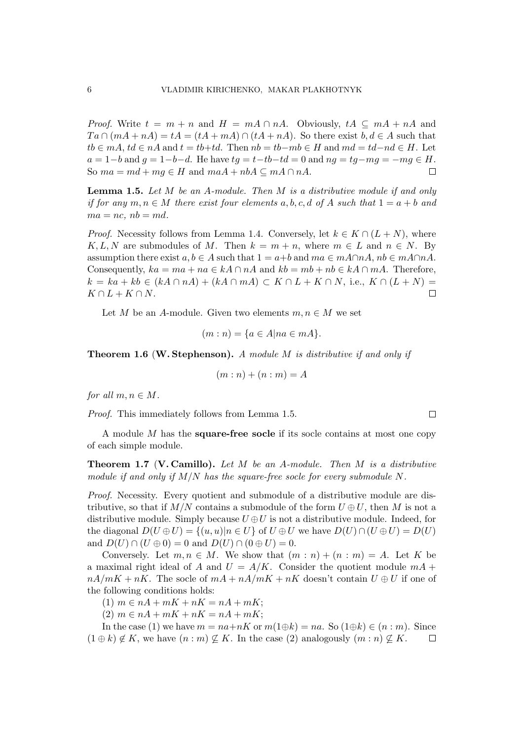*Proof.* Write $t = m + n$ and $H = mA \cap nA$. Obviously, $tA \subseteq mA + nA$ and $Ta \cap (mA + nA) = tA = (tA + mA) \cap (tA + nA)$. So there exist $b, d \in A$ such that $tb \in mA$, $td \in nA$ and $t = tb + td$. Then $nb = tb - mb \in H$ and $md = td - nd \in H$. Let $a = 1 - b$ and $g = 1 - b - d$. He have $tg = t - tb - td = 0$ and $ng = tg - mg = -mg \in H$. So $ma = md + mg \in H$ and $maA + nbA \subseteq mA \cap nA$. $\square$

**Lemma 1.5.** *Let $M$ be an $A$-module. Then $M$ is a distributive module if and only if for any $m, n \in M$ there exist four elements $a, b, c, d$ of $A$ such that $1 = a + b$ and $ma = nc$, $nb = md$.*

*Proof.* Necessity follows from Lemma 1.4. Conversely, let $k \in K \cap (L + N)$, where $K, L, N$ are submodules of $M$. Then $k = m + n$, where $m \in L$ and $n \in N$. By assumption there exist $a, b \in A$ such that $1 = a + b$ and $ma \in mA \cap nA$, $nb \in mA \cap nA$. Consequently, $ka = ma + na \in kA \cap nA$ and $kb = mb + nb \in kA \cap mA$. Therefore, $k = ka + kb \in (kA \cap nA) + (kA \cap mA) \subset K \cap L + K \cap N$, i.e., $K \cap (L + N) = K \cap L + K \cap N$. $\square$

Let $M$ be an $A$-module. Given two elements $m, n \in M$ we set

$$(m : n) = \{a \in A | na \in mA\}.$$

**Theorem 1.6 (W. Stephenson).** *A module $M$ is distributive if and only if*

$$(m : n) + (n : m) = A$$

*for all $m, n \in M$.*

*Proof.* This immediately follows from Lemma 1.5. $\square$

A module $M$ has the **square-free socle** if its socle contains at most one copy of each simple module.

**Theorem 1.7 (V. Camillo).** *Let $M$ be an $A$-module. Then $M$ is a distributive module if and only if $M/N$ has the square-free socle for every submodule $N$.*

*Proof.* Necessity. Every quotient and submodule of a distributive module are distributive, so that if $M/N$ contains a submodule of the form $U \oplus U$, then $M$ is not a distributive module. Simply because $U \oplus U$ is not a distributive module. Indeed, for the diagonal $D(U \oplus U) = \{(u, u) | n \in U\}$ of $U \oplus U$ we have $D(U) \cap (U \oplus U) = D(U)$ and $D(U) \cap (U \oplus 0) = 0$ and $D(U) \cap (0 \oplus U) = 0$.

Conversely. Let $m, n \in M$. We show that $(m : n) + (n : m) = A$. Let $K$ be a maximal right ideal of $A$ and $U = A/K$. Consider the quotient module $mA + nA/mK + nK$. The socle of $mA + nA/mK + nK$ doesn't contain $U \oplus U$ if one of the following conditions holds:

(1) $m \in nA + mK + nK = nA + mK$;

(2) $m \in nA + mK + nK = nA + mK$;

In the case (1) we have $m = na + nK$ or $m(1 \oplus k) = na$. So $(1 \oplus k) \in (n : m)$. Since $(1 \oplus k) \notin K$, we have $(n : m) \nsubseteq K$. In the case (2) analogously $(m : n) \nsubseteq K$. $\square$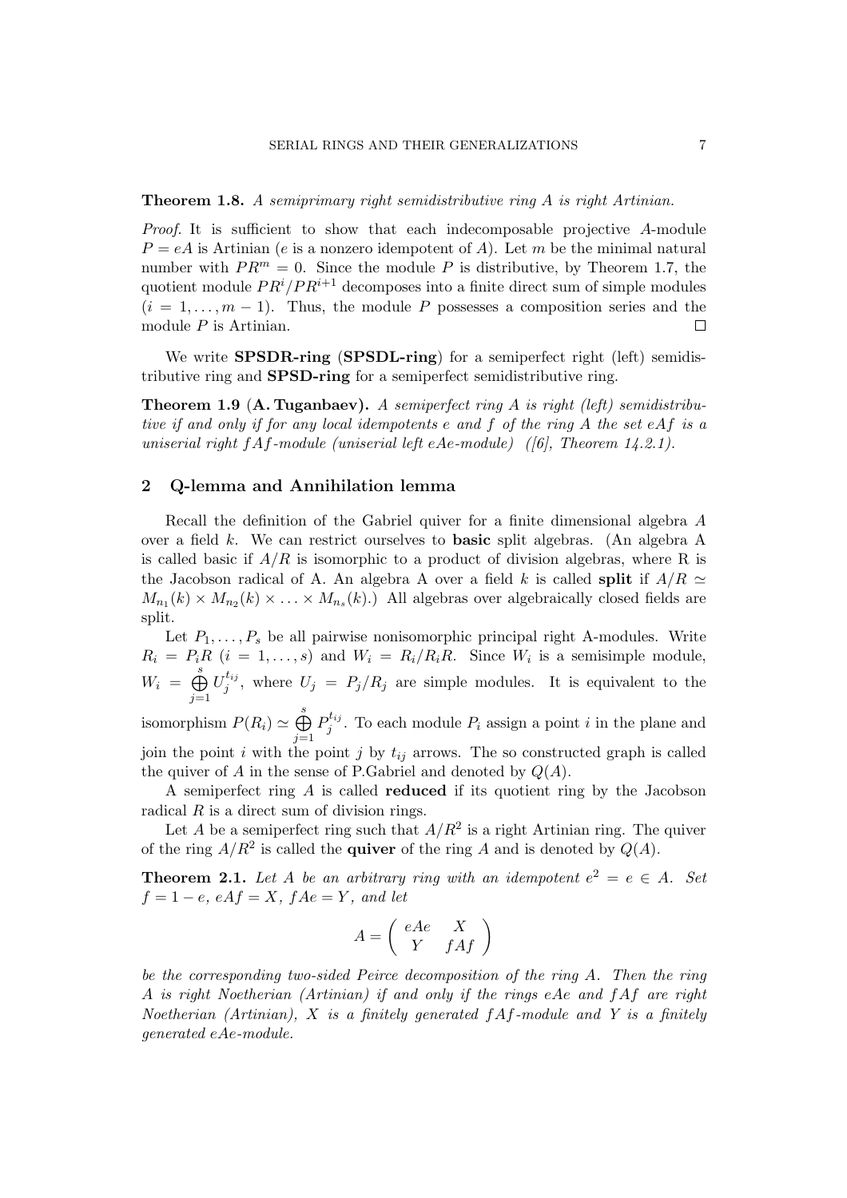**Theorem 1.8.** *A semiprimary right semidistributive ring $A$ is right Artinian.*

*Proof.* It is sufficient to show that each indecomposable projective $A$-module $P = eA$ is Artinian ($e$ is a nonzero idempotent of $A$). Let $m$ be the minimal natural number with $PR^m = 0$. Since the module $P$ is distributive, by Theorem 1.7, the quotient module $PR^i/PR^{i+1}$ decomposes into a finite direct sum of simple modules ($i = 1, \dots, m-1$). Thus, the module $P$ possesses a composition series and the module $P$ is Artinian. □

We write **SPSDR-ring** (**SPSDL-ring**) for a semiperfect right (left) semidistributive ring and **SPSD-ring** for a semiperfect semidistributive ring.

**Theorem 1.9** (**A. Tuganbaev**). *A semiperfect ring $A$ is right (left) semidistributive if and only if for any local idempotents $e$ and $f$ of the ring $A$ the set $eAf$ is a uniserial right $fAf$-module (uniserial left $eAe$-module) ([6], Theorem 14.2.1).*

## 2 Q-lemma and Annihilation lemma

Recall the definition of the Gabriel quiver for a finite dimensional algebra $A$ over a field $k$. We can restrict ourselves to **basic** split algebras. (An algebra A is called basic if $A/R$ is isomorphic to a product of division algebras, where R is the Jacobson radical of A. An algebra A over a field $k$ is called **split** if $A/R \simeq M_{n_1}(k) \times M_{n_2}(k) \times \ldots \times M_{n_s}(k)$.) All algebras over algebraically closed fields are split.

Let $P_1, \dots, P_s$ be all pairwise nonisomorphic principal right A-modules. Write $R_i = P_i R$ ($i = 1, \dots, s$) and $W_i = R_i/R_i R$. Since $W_i$ is a semisimple module, $W_i = \bigoplus\limits_{j=1}^{s} U_j^{t_{ij}}$, where $U_j = P_j/R_j$ are simple modules. It is equivalent to the isomorphism $P(R_i) \simeq \bigoplus\limits_{j=1}^{s} P_j^{t_{ij}}$. To each module $P_i$ assign a point $i$ in the plane and join the point $i$ with the point $j$ by $t_{ij}$ arrows. The so constructed graph is called the quiver of $A$ in the sense of P.Gabriel and denoted by $Q(A)$.

A semiperfect ring $A$ is called **reduced** if its quotient ring by the Jacobson radical $R$ is a direct sum of division rings.

Let $A$ be a semiperfect ring such that $A/R^2$ is a right Artinian ring. The quiver of the ring $A/R^2$ is called the **quiver** of the ring $A$ and is denoted by $Q(A)$.

**Theorem 2.1.** *Let $A$ be an arbitrary ring with an idempotent $e^2 = e \in A$. Set $f = 1 - e$, $eAf = X$, $fAe = Y$, and let*

$$A = \begin{pmatrix} eAe & X \\ Y & fAf \end{pmatrix}$$

*be the corresponding two-sided Peirce decomposition of the ring $A$. Then the ring $A$ is right Noetherian (Artinian) if and only if the rings $eAe$ and $fAf$ are right Noetherian (Artinian), $X$ is a finitely generated $fAf$-module and $Y$ is a finitely generated $eAe$-module.*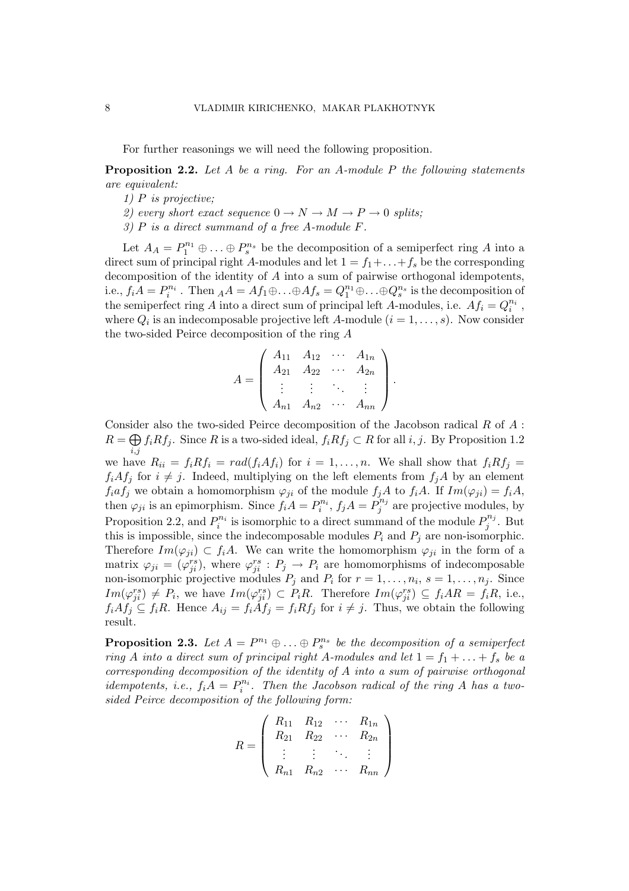For further reasonings we will need the following proposition.

**Proposition 2.2.** *Let $A$ be a ring. For an $A$-module $P$ the following statements are equivalent:*

*1) $P$ is projective;*

*2) every short exact sequence $0 \to N \to M \to P \to 0$ splits;*

*3) $P$ is a direct summand of a free $A$-module $F$.*

Let $A_A = P_1^{n_1} \oplus \ldots \oplus P_s^{n_s}$ be the decomposition of a semiperfect ring $A$ into a direct sum of principal right $A$-modules and let $1 = f_1 + \ldots + f_s$ be the corresponding decomposition of the identity of $A$ into a sum of pairwise orthogonal idempotents, i.e., $f_i A = P_i^{n_i}$. Then ${}_A A = Af_1 \oplus \ldots \oplus Af_s = Q_1^{n_1} \oplus \ldots \oplus Q_s^{n_s}$ is the decomposition of the semiperfect ring $A$ into a direct sum of principal left $A$-modules, i.e. $Af_i = Q_i^{n_i}$, where $Q_i$ is an indecomposable projective left $A$-module ($i = 1, \ldots, s$). Now consider the two-sided Peirce decomposition of the ring $A$

$$A = \begin{pmatrix} A_{11} & A_{12} & \cdots & A_{1n} \\ A_{21} & A_{22} & \cdots & A_{2n} \\ \vdots & \vdots & \ddots & \vdots \\ A_{n1} & A_{n2} & \cdots & A_{nn} \end{pmatrix}.$$

Consider also the two-sided Peirce decomposition of the Jacobson radical $R$ of $A$ : $R = \bigoplus_{i,j} f_i R f_j$. Since $R$ is a two-sided ideal, $f_i R f_j \subset R$ for all $i, j$. By Proposition 1.2 we have $R_{ii} = f_i R f_i = rad(f_i A f_i)$ for $i = 1, \ldots, n$. We shall show that $f_i R f_j = f_i A f_j$ for $i \neq j$. Indeed, multiplying on the left elements from $f_j A$ by an element $f_i a f_j$ we obtain a homomorphism $\varphi_{ji}$ of the module $f_j A$ to $f_i A$. If $Im(\varphi_{ji}) = f_i A$, then $\varphi_{ji}$ is an epimorphism. Since $f_i A = P_i^{n_i}$, $f_j A = P_j^{n_j}$ are projective modules, by Proposition 2.2, and $P_i^{n_i}$ is isomorphic to a direct summand of the module $P_j^{n_j}$. But this is impossible, since the indecomposable modules $P_i$ and $P_j$ are non-isomorphic. Therefore $Im(\varphi_{ji}) \subset f_i A$. We can write the homomorphism $\varphi_{ji}$ in the form of a matrix $\varphi_{ji} = (\varphi_{ji}^{rs})$, where $\varphi_{ji}^{rs} : P_j \to P_i$ are homomorphisms of indecomposable non-isomorphic projective modules $P_j$ and $P_i$ for $r = 1, \ldots, n_i$, $s = 1, \ldots, n_j$. Since $Im(\varphi_{ji}^{rs}) \neq P_i$, we have $Im(\varphi_{ji}^{rs}) \subset P_i R$. Therefore $Im(\varphi_{ji}^{rs}) \subseteq f_i A R = f_i R$, i.e., $f_i A f_j \subseteq f_i R$. Hence $A_{ij} = f_i A f_j = f_i R f_j$ for $i \neq j$. Thus, we obtain the following result.

**Proposition 2.3.** *Let $A = P^{n_1} \oplus \ldots \oplus P_s^{n_s}$ be the decomposition of a semiperfect ring $A$ into a direct sum of principal right $A$-modules and let $1 = f_1 + \ldots + f_s$ be a corresponding decomposition of the identity of $A$ into a sum of pairwise orthogonal idempotents, i.e., $f_i A = P_i^{n_i}$. Then the Jacobson radical of the ring $A$ has a two-sided Peirce decomposition of the following form:*

$$R = \begin{pmatrix} R_{11} & R_{12} & \cdots & R_{1n} \\ R_{21} & R_{22} & \cdots & R_{2n} \\ \vdots & \vdots & \ddots & \vdots \\ R_{n1} & R_{n2} & \cdots & R_{nn} \end{pmatrix}$$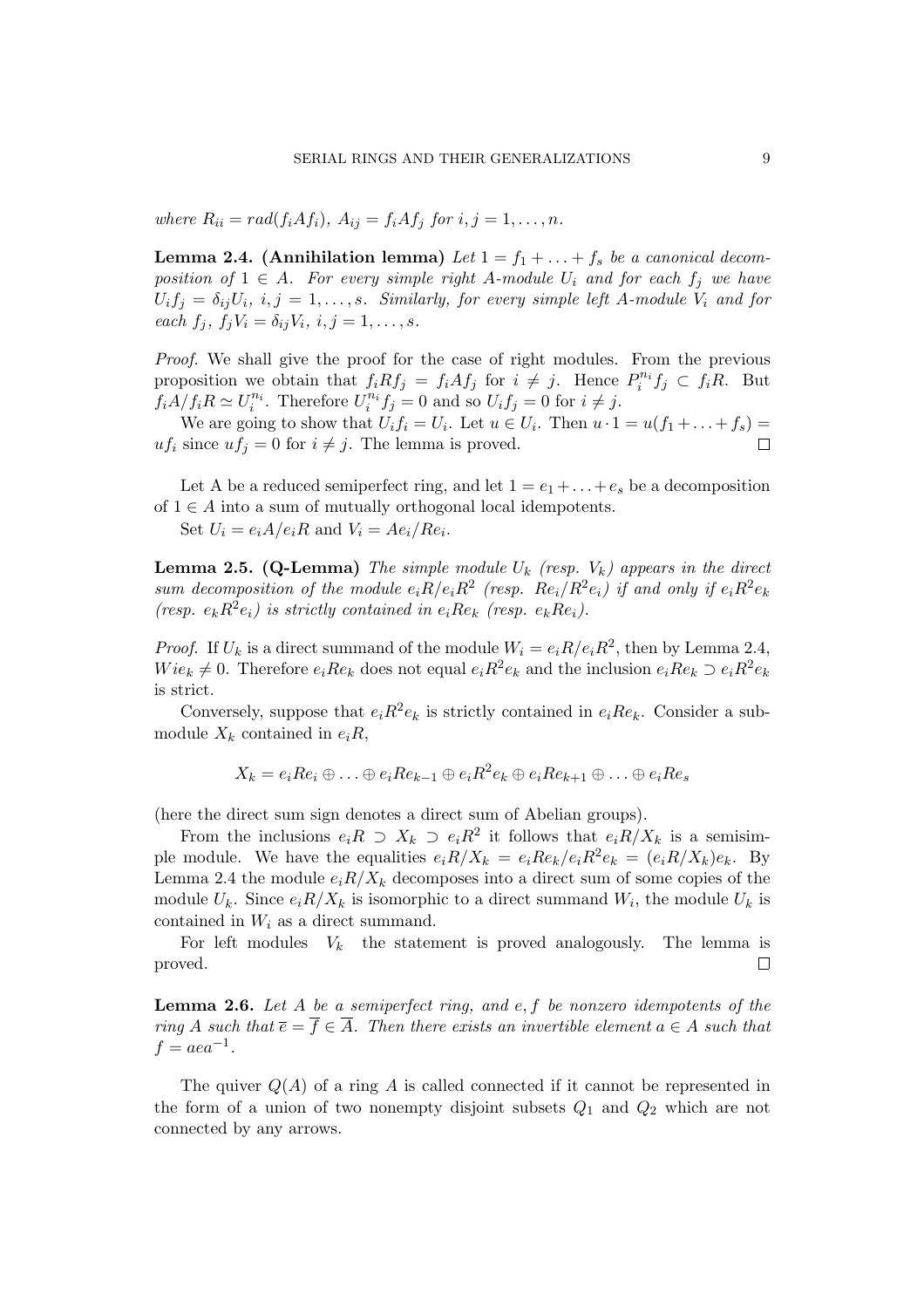*where* $R_{ii} = rad(f_i A f_i)$, $A_{ij} = f_i A f_j$ *for* $i, j = 1, \ldots, n$.

**Lemma 2.4. (Annihilation lemma)** *Let* $1 = f_1 + \ldots + f_s$ *be a canonical decomposition of* $1 \in A$. *For every simple right* $A$*-module* $U_i$ *and for each* $f_j$ *we have* $U_i f_j = \delta_{ij} U_i$, $i, j = 1, \ldots, s$. *Similarly, for every simple left* $A$*-module* $V_i$ *and for each* $f_j$, $f_j V_i = \delta_{ij} V_i$, $i, j = 1, \ldots, s$.

*Proof.* We shall give the proof for the case of right modules. From the previous proposition we obtain that $f_i R f_j = f_i A f_j$ for $i \neq j$. Hence $P_i^{n_i} f_j \subset f_i R$. But $f_i A / f_i R \simeq U_i^{n_i}$. Therefore $U_i^{n_i} f_j = 0$ and so $U_i f_j = 0$ for $i \neq j$.

We are going to show that $U_i f_i = U_i$. Let $u \in U_i$. Then $u \cdot 1 = u(f_1 + \ldots + f_s) = u f_i$ since $u f_j = 0$ for $i \neq j$. The lemma is proved. □

Let A be a reduced semiperfect ring, and let $1 = e_1 + \ldots + e_s$ be a decomposition of $1 \in A$ into a sum of mutually orthogonal local idempotents.

Set $U_i = e_i A / e_i R$ and $V_i = A e_i / R e_i$.

**Lemma 2.5. (Q-Lemma)** *The simple module* $U_k$ *(resp.* $V_k$*) appears in the direct sum decomposition of the module* $e_i R / e_i R^2$ *(resp.* $R e_i / R^2 e_i$*) if and only if* $e_i R^2 e_k$ *(resp.* $e_k R^2 e_i$*) is strictly contained in* $e_i R e_k$ *(resp.* $e_k R e_i$*).*

*Proof.* If $U_k$ is a direct summand of the module $W_i = e_i R / e_i R^2$, then by Lemma 2.4, $W i e_k \neq 0$. Therefore $e_i R e_k$ does not equal $e_i R^2 e_k$ and the inclusion $e_i R e_k \supset e_i R^2 e_k$ is strict.

Conversely, suppose that $e_i R^2 e_k$ is strictly contained in $e_i R e_k$. Consider a submodule $X_k$ contained in $e_i R$,

$$X_k = e_i R e_i \oplus \ldots \oplus e_i R e_{k-1} \oplus e_i R^2 e_k \oplus e_i R e_{k+1} \oplus \ldots \oplus e_i R e_s$$

(here the direct sum sign denotes a direct sum of Abelian groups).

From the inclusions $e_i R \supset X_k \supset e_i R^2$ it follows that $e_i R / X_k$ is a semisimple module. We have the equalities $e_i R / X_k = e_i R e_k / e_i R^2 e_k = (e_i R / X_k) e_k$. By Lemma 2.4 the module $e_i R / X_k$ decomposes into a direct sum of some copies of the module $U_k$. Since $e_i R / X_k$ is isomorphic to a direct summand $W_i$, the module $U_k$ is contained in $W_i$ as a direct summand.

For left modules $V_k$ the statement is proved analogously. The lemma is proved. □

**Lemma 2.6.** *Let* $A$ *be a semiperfect ring, and* $e, f$ *be nonzero idempotents of the ring* $A$ *such that* $\overline{e} = \overline{f} \in \overline{A}$. *Then there exists an invertible element* $a \in A$ *such that* $f = a e a^{-1}$.

The quiver $Q(A)$ of a ring $A$ is called connected if it cannot be represented in the form of a union of two nonempty disjoint subsets $Q_1$ and $Q_2$ which are not connected by any arrows.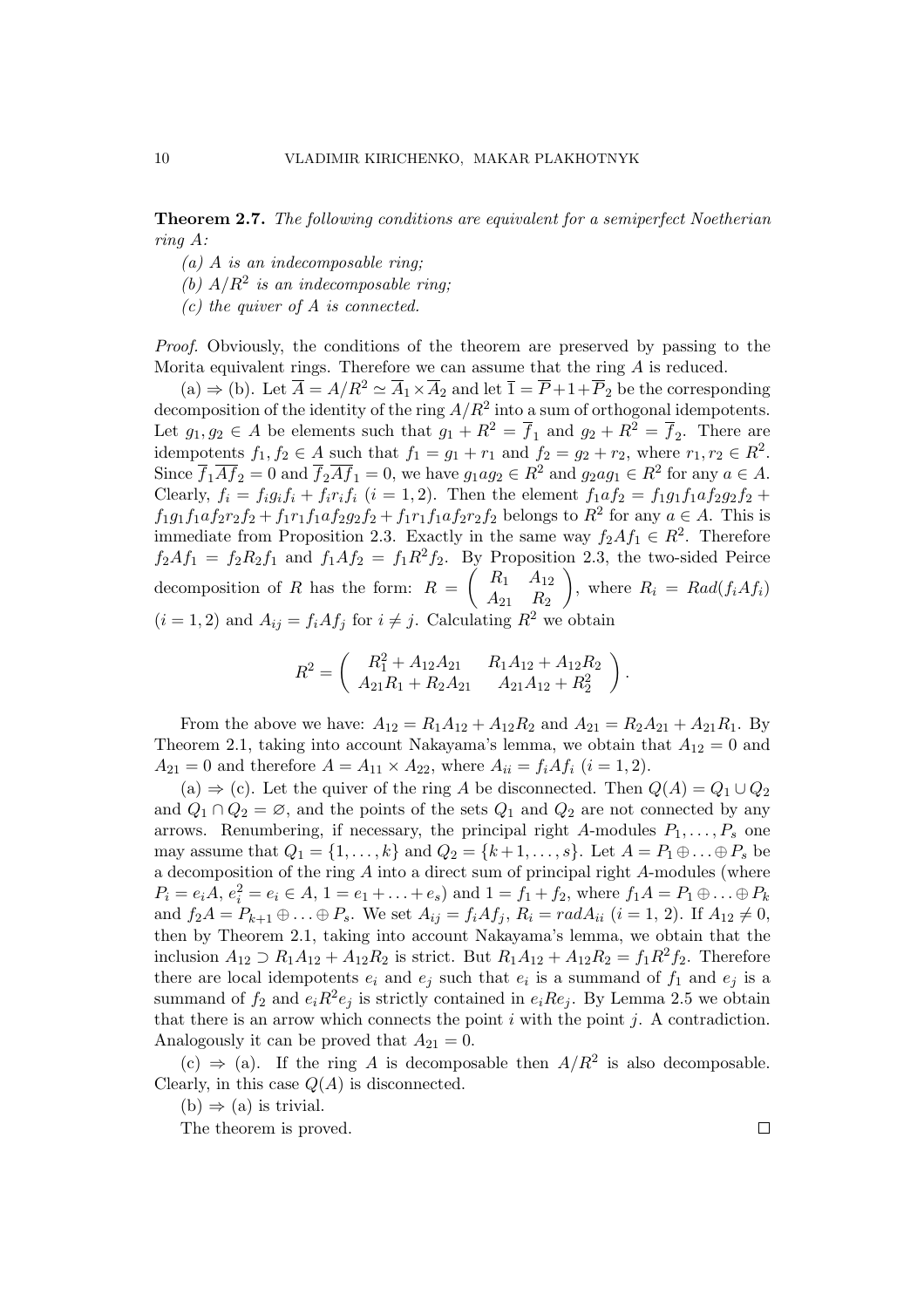**Theorem 2.7.** *The following conditions are equivalent for a semiperfect Noetherian ring A:*

*(a) A is an indecomposable ring;*

*(b) $A/R^2$ is an indecomposable ring;*

*(c) the quiver of A is connected.*

*Proof.* Obviously, the conditions of the theorem are preserved by passing to the Morita equivalent rings. Therefore we can assume that the ring $A$ is reduced.

(a) $\Rightarrow$ (b). Let $\overline{A} = A/R^2 \simeq \overline{A}_1 \times \overline{A}_2$ and let $\overline{1} = \overline{P} + 1 + \overline{P}_2$ be the corresponding decomposition of the identity of the ring $A/R^2$ into a sum of orthogonal idempotents. Let $g_1, g_2 \in A$ be elements such that $g_1 + R^2 = \overline{f}_1$ and $g_2 + R^2 = \overline{f}_2$. There are idempotents $f_1, f_2 \in A$ such that $f_1 = g_1 + r_1$ and $f_2 = g_2 + r_2$, where $r_1, r_2 \in R^2$. Since $\overline{f}_1 \overline{A} \overline{f}_2 = 0$ and $\overline{f}_2 \overline{A} \overline{f}_1 = 0$, we have $g_1 a g_2 \in R^2$ and $g_2 a g_1 \in R^2$ for any $a \in A$. Clearly, $f_i = f_i g_i f_i + f_i r_i f_i$ $(i = 1, 2)$. Then the element $f_1 a f_2 = f_1 g_1 f_1 a f_2 g_2 f_2 + f_1 g_1 f_1 a f_2 r_2 f_2 + f_1 r_1 f_1 a f_2 g_2 f_2 + f_1 r_1 f_1 a f_2 r_2 f_2$ belongs to $R^2$ for any $a \in A$. This is immediate from Proposition 2.3. Exactly in the same way $f_2 A f_1 \in R^2$. Therefore $f_2 A f_1 = f_2 R_2 f_1$ and $f_1 A f_2 = f_1 R^2 f_2$. By Proposition 2.3, the two-sided Peirce decomposition of $R$ has the form: $R = \begin{pmatrix} R_1 & A_{12} \\ A_{21} & R_2 \end{pmatrix}$, where $R_i = Rad(f_i A f_i)$ $(i = 1, 2)$ and $A_{ij} = f_i A f_j$ for $i \neq j$. Calculating $R^2$ we obtain

$$R^2 = \begin{pmatrix} R_1^2 + A_{12}A_{21} & R_1 A_{12} + A_{12} R_2 \\ A_{21} R_1 + R_2 A_{21} & A_{21} A_{12} + R_2^2 \end{pmatrix}.$$

From the above we have: $A_{12} = R_1 A_{12} + A_{12} R_2$ and $A_{21} = R_2 A_{21} + A_{21} R_1$. By Theorem 2.1, taking into account Nakayama's lemma, we obtain that $A_{12} = 0$ and $A_{21} = 0$ and therefore $A = A_{11} \times A_{22}$, where $A_{ii} = f_i A f_i$ $(i = 1, 2)$.

(a) $\Rightarrow$ (c). Let the quiver of the ring $A$ be disconnected. Then $Q(A) = Q_1 \cup Q_2$ and $Q_1 \cap Q_2 = \varnothing$, and the points of the sets $Q_1$ and $Q_2$ are not connected by any arrows. Renumbering, if necessary, the principal right $A$-modules $P_1, \ldots, P_s$ one may assume that $Q_1 = \{1, \ldots, k\}$ and $Q_2 = \{k+1, \ldots, s\}$. Let $A = P_1 \oplus \ldots \oplus P_s$ be a decomposition of the ring $A$ into a direct sum of principal right $A$-modules (where $P_i = e_i A$, $e_i^2 = e_i \in A$, $1 = e_1 + \ldots + e_s$) and $1 = f_1 + f_2$, where $f_1 A = P_1 \oplus \ldots \oplus P_k$ and $f_2 A = P_{k+1} \oplus \ldots \oplus P_s$. We set $A_{ij} = f_i A f_j$, $R_i = rad A_{ii}$ $(i = 1, 2)$. If $A_{12} \neq 0$, then by Theorem 2.1, taking into account Nakayama's lemma, we obtain that the inclusion $A_{12} \supset R_1 A_{12} + A_{12} R_2$ is strict. But $R_1 A_{12} + A_{12} R_2 = f_1 R^2 f_2$. Therefore there are local idempotents $e_i$ and $e_j$ such that $e_i$ is a summand of $f_1$ and $e_j$ is a summand of $f_2$ and $e_i R^2 e_j$ is strictly contained in $e_i R e_j$. By Lemma 2.5 we obtain that there is an arrow which connects the point $i$ with the point $j$. A contradiction. Analogously it can be proved that $A_{21} = 0$.

(c) $\Rightarrow$ (a). If the ring $A$ is decomposable then $A/R^2$ is also decomposable. Clearly, in this case $Q(A)$ is disconnected.

(b) $\Rightarrow$ (a) is trivial.

The theorem is proved. $\square$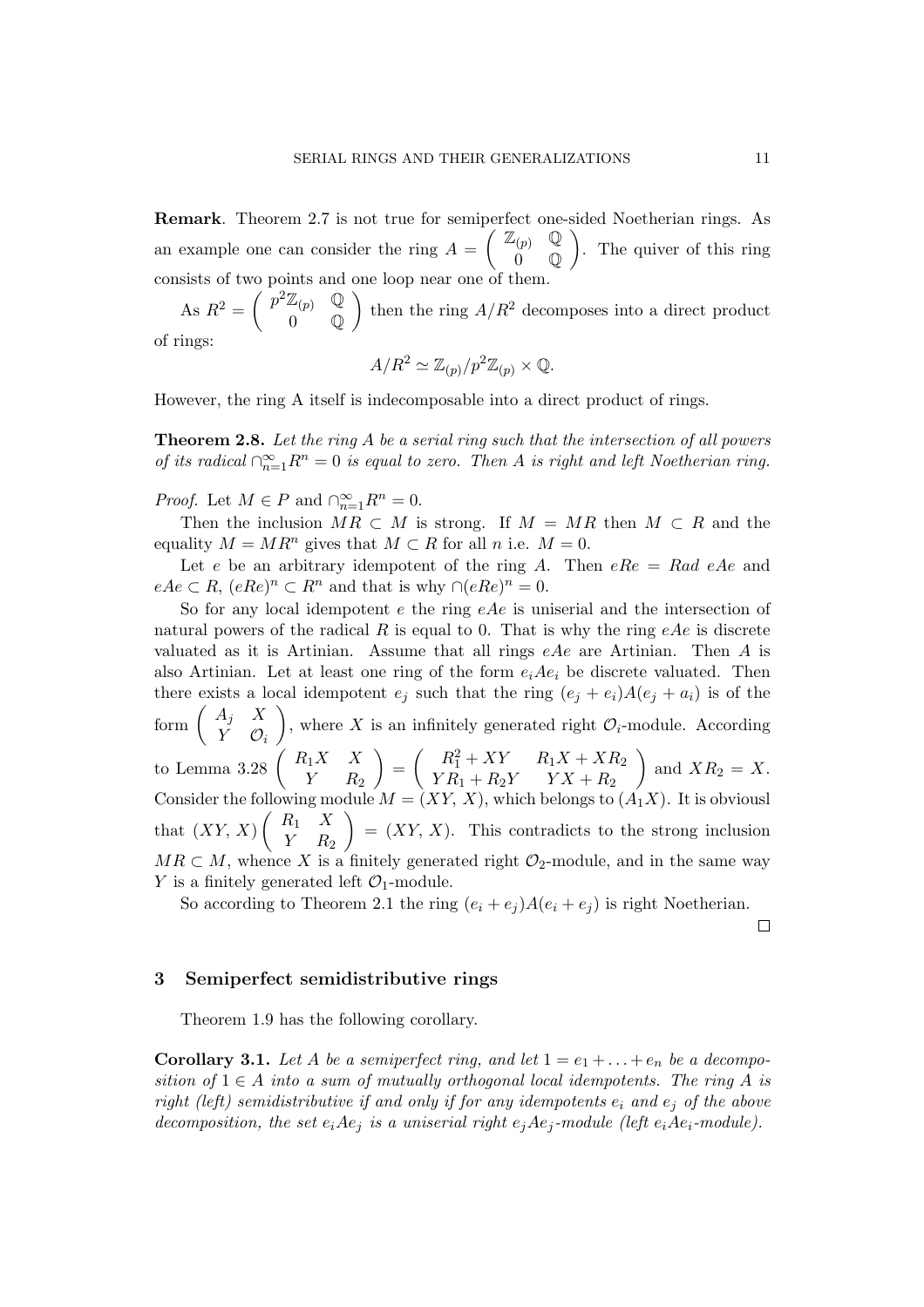**Remark**. Theorem 2.7 is not true for semiperfect one-sided Noetherian rings. As an example one can consider the ring $A = \begin{pmatrix} \mathbb{Z}_{(p)} & \mathbb{Q} \\ 0 & \mathbb{Q} \end{pmatrix}$. The quiver of this ring consists of two points and one loop near one of them.

As $R^2 = \begin{pmatrix} p^2\mathbb{Z}_{(p)} & \mathbb{Q} \\ 0 & \mathbb{Q} \end{pmatrix}$ then the ring $A/R^2$ decomposes into a direct product of rings:

$$A/R^2 \simeq \mathbb{Z}_{(p)}/p^2\mathbb{Z}_{(p)} \times \mathbb{Q}.$$

However, the ring A itself is indecomposable into a direct product of rings.

**Theorem 2.8.** *Let the ring A be a serial ring such that the intersection of all powers of its radical $\cap_{n=1}^{\infty} R^n = 0$ is equal to zero. Then A is right and left Noetherian ring.*

*Proof.* Let $M \in P$ and $\cap_{n=1}^{\infty} R^n = 0$.

Then the inclusion $MR \subset M$ is strong. If $M = MR$ then $M \subset R$ and the equality $M = MR^n$ gives that $M \subset R$ for all $n$ i.e. $M = 0$.

Let $e$ be an arbitrary idempotent of the ring $A$. Then $eRe = Rad\ eAe$ and $eAe \subset R$, $(eRe)^n \subset R^n$ and that is why $\cap(eRe)^n = 0$.

So for any local idempotent $e$ the ring $eAe$ is uniserial and the intersection of natural powers of the radical $R$ is equal to 0. That is why the ring $eAe$ is discrete valuated as it is Artinian. Assume that all rings $eAe$ are Artinian. Then $A$ is also Artinian. Let at least one ring of the form $e_iAe_i$ be discrete valuated. Then there exists a local idempotent $e_j$ such that the ring $(e_j + e_i)A(e_j + a_i)$ is of the form $\begin{pmatrix} A_j & X \\ Y & \mathcal{O}_i \end{pmatrix}$, where $X$ is an infinitely generated right $\mathcal{O}_i$-module. According to Lemma 3.28 $\begin{pmatrix} R_1X & X \\ Y & R_2 \end{pmatrix} = \begin{pmatrix} R_1^2 + XY & R_1X + XR_2 \\ YR_1 + R_2Y & YX + R_2 \end{pmatrix}$ and $XR_2 = X$. Consider the following module $M = (XY, X)$, which belongs to $(A_1X)$. It is obviousl that $(XY, X)\begin{pmatrix} R_1 & X \\ Y & R_2 \end{pmatrix} = (XY, X)$. This contradicts to the strong inclusion $MR \subset M$, whence $X$ is a finitely generated right $\mathcal{O}_2$-module, and in the same way $Y$ is a finitely generated left $\mathcal{O}_1$-module.

So according to Theorem 2.1 the ring $(e_i + e_j)A(e_i + e_j)$ is right Noetherian.

□

## 3 Semiperfect semidistributive rings

Theorem 1.9 has the following corollary.

**Corollary 3.1.** *Let A be a semiperfect ring, and let $1 = e_1 + \ldots + e_n$ be a decomposition of $1 \in A$ into a sum of mutually orthogonal local idempotents. The ring A is right (left) semidistributive if and only if for any idempotents $e_i$ and $e_j$ of the above decomposition, the set $e_iAe_j$ is a uniserial right $e_jAe_j$-module (left $e_iAe_i$-module).*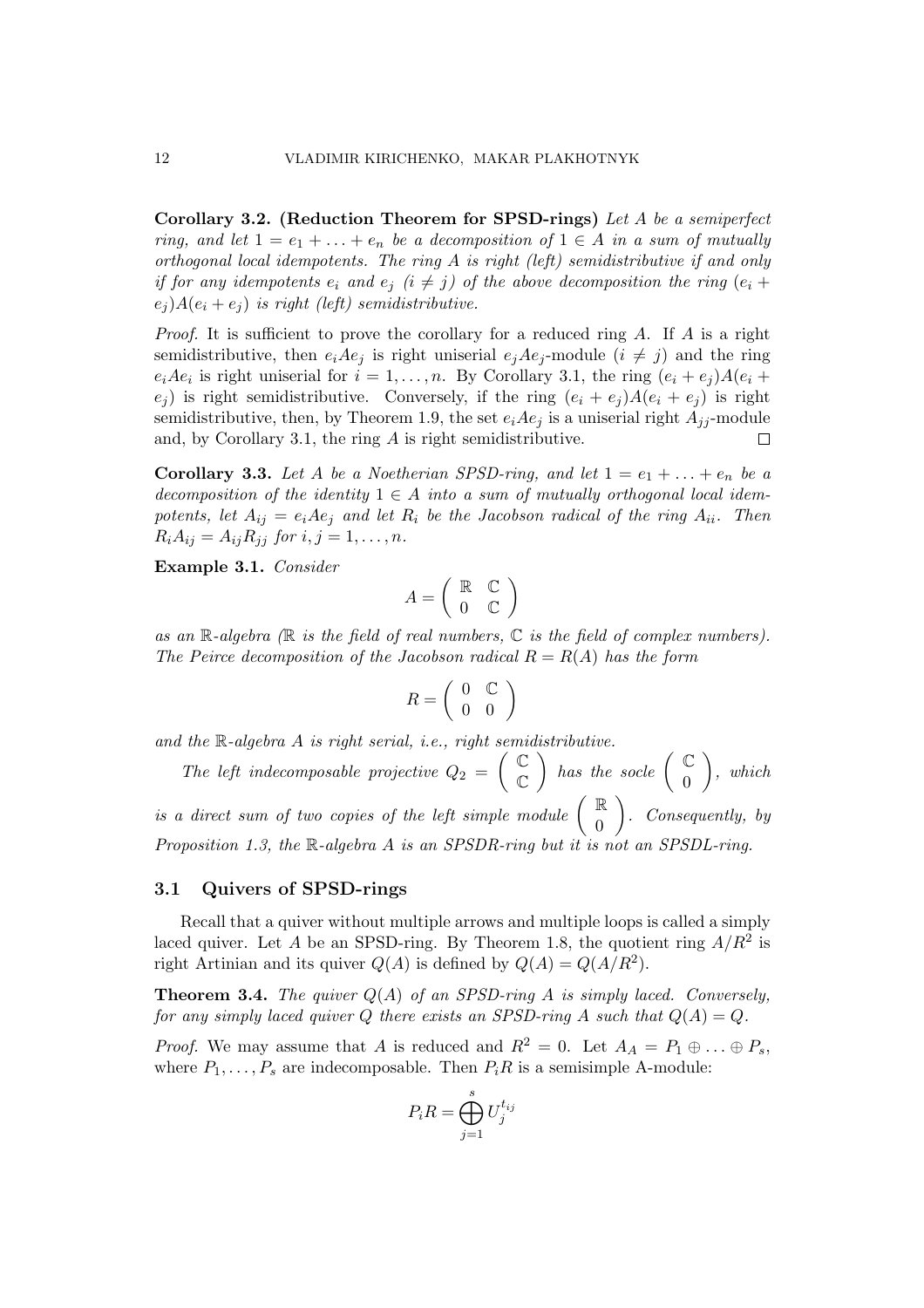**Corollary 3.2. (Reduction Theorem for SPSD-rings)** *Let $A$ be a semiperfect ring, and let $1 = e_1 + \ldots + e_n$ be a decomposition of $1 \in A$ in a sum of mutually orthogonal local idempotents. The ring $A$ is right (left) semidistributive if and only if for any idempotents $e_i$ and $e_j$ ($i \neq j$) of the above decomposition the ring $(e_i + e_j)A(e_i + e_j)$ is right (left) semidistributive.*

*Proof.* It is sufficient to prove the corollary for a reduced ring $A$. If $A$ is a right semidistributive, then $e_iAe_j$ is right uniserial $e_jAe_j$-module ($i \neq j$) and the ring $e_iAe_i$ is right uniserial for $i = 1, \ldots, n$. By Corollary 3.1, the ring $(e_i + e_j)A(e_i + e_j)$ is right semidistributive. Conversely, if the ring $(e_i + e_j)A(e_i + e_j)$ is right semidistributive, then, by Theorem 1.9, the set $e_iAe_j$ is a uniserial right $A_{jj}$-module and, by Corollary 3.1, the ring $A$ is right semidistributive. □

**Corollary 3.3.** *Let $A$ be a Noetherian SPSD-ring, and let $1 = e_1 + \ldots + e_n$ be a decomposition of the identity $1 \in A$ into a sum of mutually orthogonal local idempotents, let $A_{ij} = e_iAe_j$ and let $R_i$ be the Jacobson radical of the ring $A_{ii}$. Then $R_iA_{ij} = A_{ij}R_{jj}$ for $i, j = 1, \ldots, n$.*

**Example 3.1.** *Consider*

$$A = \begin{pmatrix} \mathbb{R} & \mathbb{C} \\ 0 & \mathbb{C} \end{pmatrix}$$

*as an $\mathbb{R}$-algebra ($\mathbb{R}$ is the field of real numbers, $\mathbb{C}$ is the field of complex numbers). The Peirce decomposition of the Jacobson radical $R = R(A)$ has the form*

$$R = \begin{pmatrix} 0 & \mathbb{C} \\ 0 & 0 \end{pmatrix}$$

*and the $\mathbb{R}$-algebra $A$ is right serial, i.e., right semidistributive.*

*The left indecomposable projective $Q_2 = \begin{pmatrix} \mathbb{C} \\ \mathbb{C} \end{pmatrix}$ has the socle $\begin{pmatrix} \mathbb{C} \\ 0 \end{pmatrix}$, which is a direct sum of two copies of the left simple module $\begin{pmatrix} \mathbb{R} \\ 0 \end{pmatrix}$. Consequently, by Proposition 1.3, the $\mathbb{R}$-algebra $A$ is an SPSDR-ring but it is not an SPSDL-ring.*

### 3.1 Quivers of SPSD-rings

Recall that a quiver without multiple arrows and multiple loops is called a simply laced quiver. Let $A$ be an SPSD-ring. By Theorem 1.8, the quotient ring $A/R^2$ is right Artinian and its quiver $Q(A)$ is defined by $Q(A) = Q(A/R^2)$.

**Theorem 3.4.** *The quiver $Q(A)$ of an SPSD-ring $A$ is simply laced. Conversely, for any simply laced quiver $Q$ there exists an SPSD-ring $A$ such that $Q(A) = Q$.*

*Proof.* We may assume that $A$ is reduced and $R^2 = 0$. Let $A_A = P_1 \oplus \ldots \oplus P_s$, where $P_1, \ldots, P_s$ are indecomposable. Then $P_iR$ is a semisimple A-module:

$$P_iR = \bigoplus_{j=1}^{s} U_j^{t_{ij}}$$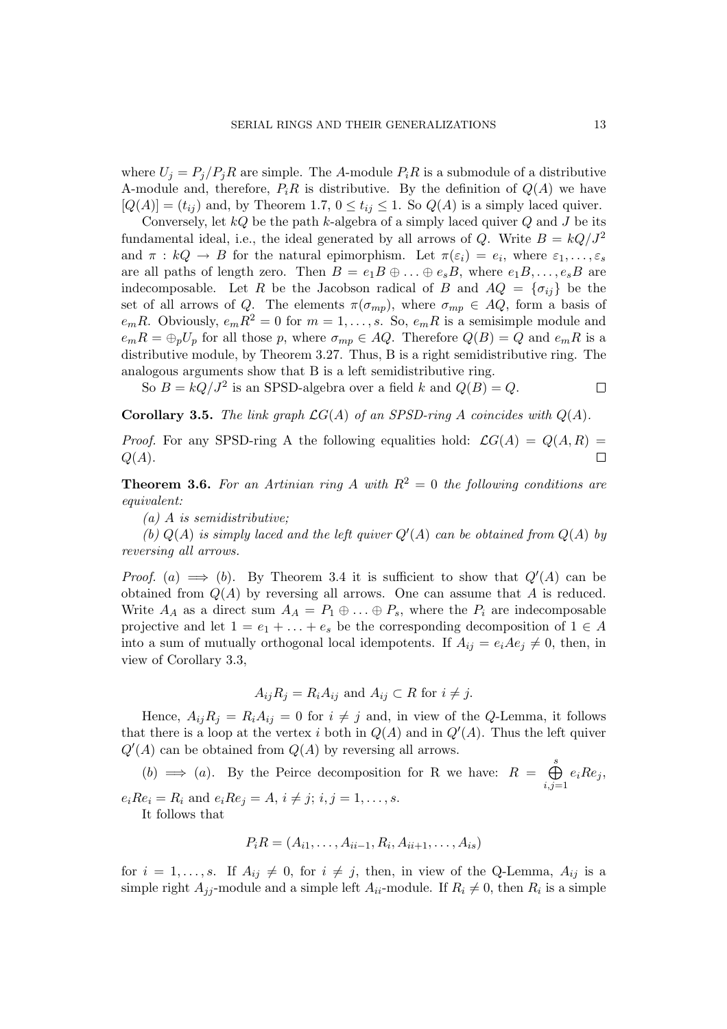where $U_j = P_j/P_jR$ are simple. The $A$-module $P_iR$ is a submodule of a distributive A-module and, therefore, $P_iR$ is distributive. By the definition of $Q(A)$ we have $[Q(A)] = (t_{ij})$ and, by Theorem 1.7, $0 \leq t_{ij} \leq 1$. So $Q(A)$ is a simply laced quiver.

Conversely, let $kQ$ be the path $k$-algebra of a simply laced quiver $Q$ and $J$ be its fundamental ideal, i.e., the ideal generated by all arrows of $Q$. Write $B = kQ/J^2$ and $\pi : kQ \to B$ for the natural epimorphism. Let $\pi(\varepsilon_i) = e_i$, where $\varepsilon_1, \ldots, \varepsilon_s$ are all paths of length zero. Then $B = e_1B \oplus \ldots \oplus e_sB$, where $e_1B, \ldots, e_sB$ are indecomposable. Let $R$ be the Jacobson radical of $B$ and $AQ = \{\sigma_{ij}\}$ be the set of all arrows of $Q$. The elements $\pi(\sigma_{mp})$, where $\sigma_{mp} \in AQ$, form a basis of $e_mR$. Obviously, $e_mR^2 = 0$ for $m = 1, \ldots, s$. So, $e_mR$ is a semisimple module and $e_mR = \oplus_p U_p$ for all those $p$, where $\sigma_{mp} \in AQ$. Therefore $Q(B) = Q$ and $e_mR$ is a distributive module, by Theorem 3.27. Thus, B is a right semidistributive ring. The analogous arguments show that B is a left semidistributive ring.

So $B = kQ/J^2$ is an SPSD-algebra over a field $k$ and $Q(B) = Q$. $\square$

**Corollary 3.5.** *The link graph $\mathcal{LG}(A)$ of an SPSD-ring $A$ coincides with $Q(A)$.*

*Proof.* For any SPSD-ring A the following equalities hold: $\mathcal{LG}(A) = Q(A, R) = Q(A)$. $\square$

**Theorem 3.6.** *For an Artinian ring $A$ with $R^2 = 0$ the following conditions are equivalent:*

*(a) $A$ is semidistributive;*

*(b) $Q(A)$ is simply laced and the left quiver $Q'(A)$ can be obtained from $Q(A)$ by reversing all arrows.*

*Proof.* (a) $\Longrightarrow$ (b). By Theorem 3.4 it is sufficient to show that $Q'(A)$ can be obtained from $Q(A)$ by reversing all arrows. One can assume that $A$ is reduced. Write $A_A$ as a direct sum $A_A = P_1 \oplus \ldots \oplus P_s$, where the $P_i$ are indecomposable projective and let $1 = e_1 + \ldots + e_s$ be the corresponding decomposition of $1 \in A$ into a sum of mutually orthogonal local idempotents. If $A_{ij} = e_iAe_j \neq 0$, then, in view of Corollary 3.3,

$$A_{ij}R_j = R_iA_{ij} \text{ and } A_{ij} \subset R \text{ for } i \neq j.$$

Hence, $A_{ij}R_j = R_iA_{ij} = 0$ for $i \neq j$ and, in view of the $Q$-Lemma, it follows that there is a loop at the vertex $i$ both in $Q(A)$ and in $Q'(A)$. Thus the left quiver $Q'(A)$ can be obtained from $Q(A)$ by reversing all arrows.

(b) $\Longrightarrow$ (a). By the Peirce decomposition for R we have: $R = \bigoplus_{i,j=1}^{s} e_iRe_j$, $e_iRe_i = R_i$ and $e_iRe_j = A$, $i \neq j$; $i, j = 1, \ldots, s$.

It follows that

$$P_iR = (A_{i1}, \ldots, A_{ii-1}, R_i, A_{ii+1}, \ldots, A_{is})$$

for $i = 1, \ldots, s$. If $A_{ij} \neq 0$, for $i \neq j$, then, in view of the Q-Lemma, $A_{ij}$ is a simple right $A_{jj}$-module and a simple left $A_{ii}$-module. If $R_i \neq 0$, then $R_i$ is a simple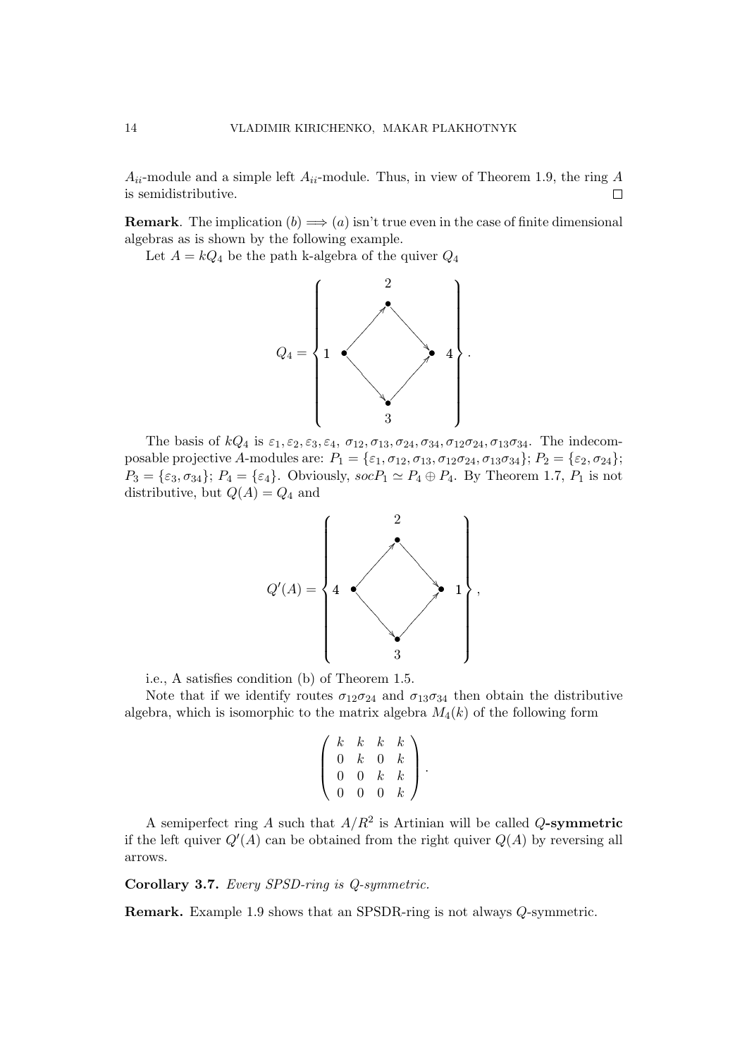$A_{ii}$-module and a simple left $A_{ii}$-module. Thus, in view of Theorem 1.9, the ring $A$ is semidistributive. $\square$

**Remark**. The implication $(b) \Longrightarrow (a)$ isn't true even in the case of finite dimensional algebras as is shown by the following example.

Let $A = kQ_4$ be the path k-algebra of the quiver $Q_4$

$$Q_4 = \left\{ \begin{array}{ccc} & 2 & \\ & \nearrow \quad \searrow & \\ 1 & & 4 \\ & \searrow \quad \nearrow & \\ & 3 & \end{array} \right\}.$$

The basis of $kQ_4$ is $\varepsilon_1, \varepsilon_2, \varepsilon_3, \varepsilon_4$, $\sigma_{12}, \sigma_{13}, \sigma_{24}, \sigma_{34}, \sigma_{12}\sigma_{24}, \sigma_{13}\sigma_{34}$. The indecomposable projective $A$-modules are: $P_1 = \{\varepsilon_1, \sigma_{12}, \sigma_{13}, \sigma_{12}\sigma_{24}, \sigma_{13}\sigma_{34}\}$; $P_2 = \{\varepsilon_2, \sigma_{24}\}$; $P_3 = \{\varepsilon_3, \sigma_{34}\}$; $P_4 = \{\varepsilon_4\}$. Obviously, $socP_1 \simeq P_4 \oplus P_4$. By Theorem 1.7, $P_1$ is not distributive, but $Q(A) = Q_4$ and

$$Q'(A) = \left\{ \begin{array}{ccc} & 2 & \\ & \nearrow \quad \searrow & \\ 4 & & 1 \\ & \searrow \quad \nearrow & \\ & 3 & \end{array} \right\},$$

i.e., A satisfies condition (b) of Theorem 1.5.

Note that if we identify routes $\sigma_{12}\sigma_{24}$ and $\sigma_{13}\sigma_{34}$ then obtain the distributive algebra, which is isomorphic to the matrix algebra $M_4(k)$ of the following form

$$\begin{pmatrix} k & k & k & k \\ 0 & k & 0 & k \\ 0 & 0 & k & k \\ 0 & 0 & 0 & k \end{pmatrix}.$$

A semiperfect ring $A$ such that $A/R^2$ is Artinian will be called **$Q$-symmetric** if the left quiver $Q'(A)$ can be obtained from the right quiver $Q(A)$ by reversing all arrows.

**Corollary 3.7.** *Every SPSD-ring is $Q$-symmetric.*

**Remark.** Example 1.9 shows that an SPSDR-ring is not always $Q$-symmetric.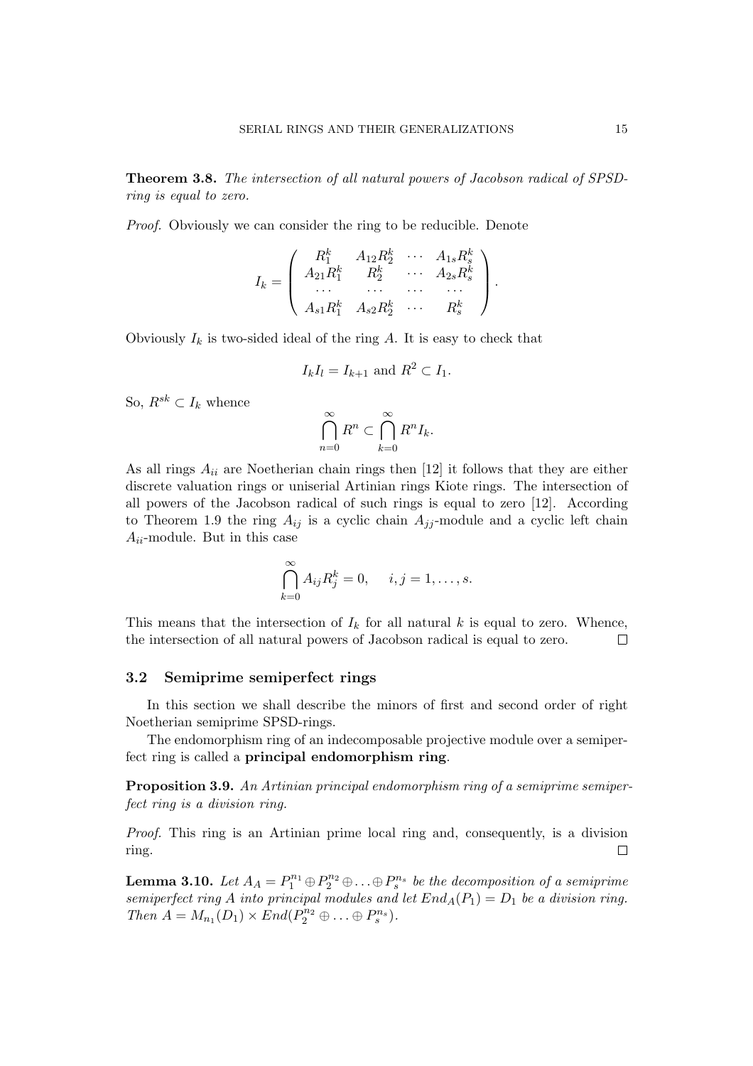**Theorem 3.8.** *The intersection of all natural powers of Jacobson radical of SPSD-ring is equal to zero.*

*Proof.* Obviously we can consider the ring to be reducible. Denote

$$I_k = \begin{pmatrix} R_1^k & A_{12}R_2^k & \cdots & A_{1s}R_s^k \\ A_{21}R_1^k & R_2^k & \cdots & A_{2s}R_s^k \\ \cdots & \cdots & \cdots & \cdots \\ A_{s1}R_1^k & A_{s2}R_2^k & \cdots & R_s^k \end{pmatrix}.$$

Obviously $I_k$ is two-sided ideal of the ring $A$. It is easy to check that

$$I_k I_l = I_{k+1} \text{ and } R^2 \subset I_1.$$

So, $R^{sk} \subset I_k$ whence

$$\bigcap_{n=0}^{\infty} R^n \subset \bigcap_{k=0}^{\infty} R^n I_k.$$

As all rings $A_{ii}$ are Noetherian chain rings then [12] it follows that they are either discrete valuation rings or uniserial Artinian rings Kiote rings. The intersection of all powers of the Jacobson radical of such rings is equal to zero [12]. According to Theorem 1.9 the ring $A_{ij}$ is a cyclic chain $A_{jj}$-module and a cyclic left chain $A_{ii}$-module. But in this case

$$\bigcap_{k=0}^{\infty} A_{ij}R_j^k = 0, \quad i, j = 1, \ldots, s.$$

This means that the intersection of $I_k$ for all natural $k$ is equal to zero. Whence, the intersection of all natural powers of Jacobson radical is equal to zero. □

### 3.2 Semiprime semiperfect rings

In this section we shall describe the minors of first and second order of right Noetherian semiprime SPSD-rings.

The endomorphism ring of an indecomposable projective module over a semiperfect ring is called a **principal endomorphism ring**.

**Proposition 3.9.** *An Artinian principal endomorphism ring of a semiprime semiperfect ring is a division ring.*

*Proof.* This ring is an Artinian prime local ring and, consequently, is a division ring. □

**Lemma 3.10.** *Let $A_A = P_1^{n_1} \oplus P_2^{n_2} \oplus \ldots \oplus P_s^{n_s}$ be the decomposition of a semiprime semiperfect ring $A$ into principal modules and let $End_A(P_1) = D_1$ be a division ring. Then $A = M_{n_1}(D_1) \times End(P_2^{n_2} \oplus \ldots \oplus P_s^{n_s})$.*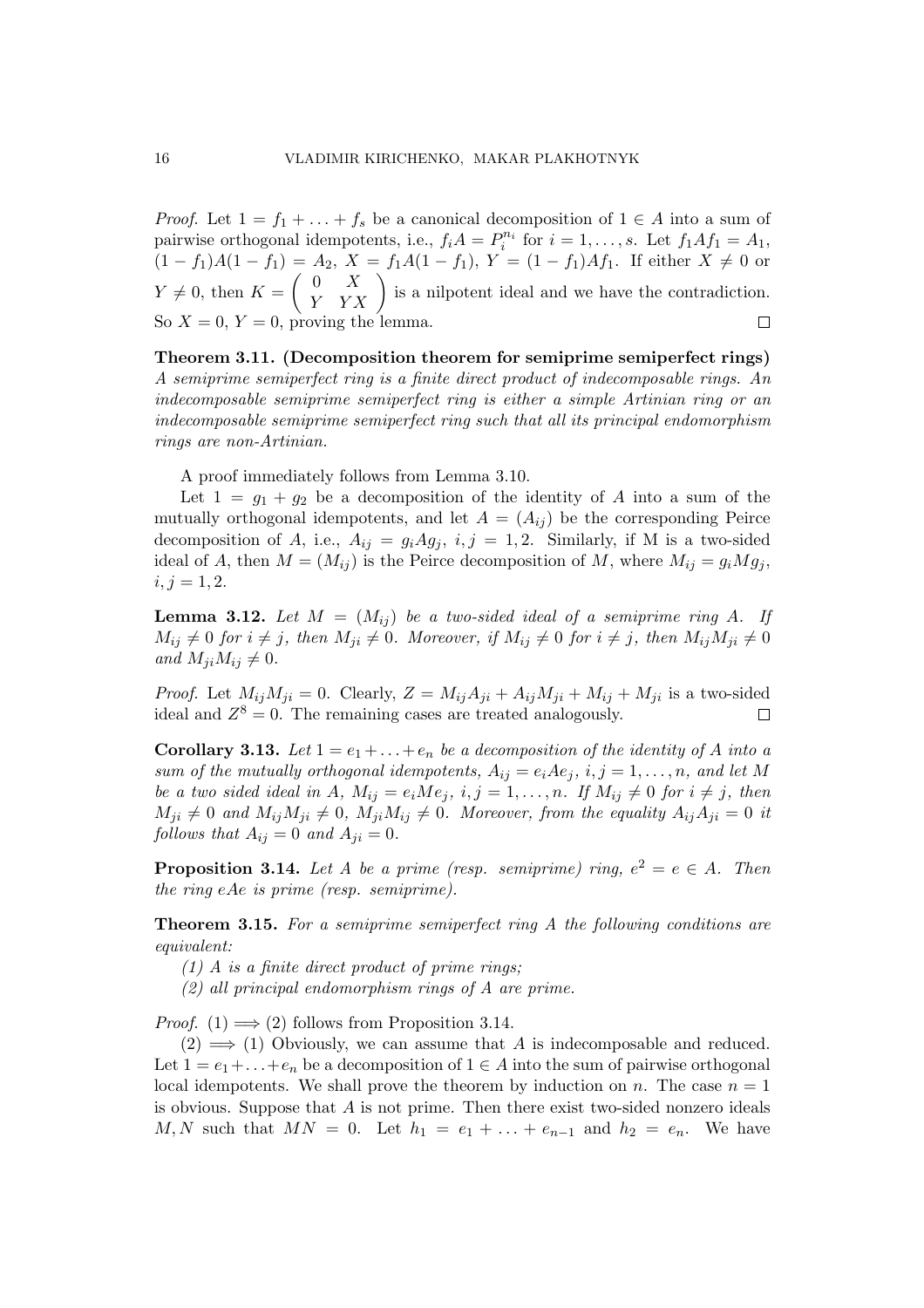*Proof.* Let $1 = f_1 + \ldots + f_s$ be a canonical decomposition of $1 \in A$ into a sum of pairwise orthogonal idempotents, i.e., $f_i A = P_i^{n_i}$ for $i = 1, \ldots, s$. Let $f_1 A f_1 = A_1$, $(1 - f_1)A(1 - f_1) = A_2$, $X = f_1 A(1 - f_1)$, $Y = (1 - f_1)Af_1$. If either $X \neq 0$ or $Y \neq 0$, then $K = \begin{pmatrix} 0 & X \\ Y & YX \end{pmatrix}$ is a nilpotent ideal and we have the contradiction. So $X = 0$, $Y = 0$, proving the lemma. □

**Theorem 3.11. (Decomposition theorem for semiprime semiperfect rings)** *A semiprime semiperfect ring is a finite direct product of indecomposable rings. An indecomposable semiprime semiperfect ring is either a simple Artinian ring or an indecomposable semiprime semiperfect ring such that all its principal endomorphism rings are non-Artinian.*

A proof immediately follows from Lemma 3.10.

Let $1 = g_1 + g_2$ be a decomposition of the identity of $A$ into a sum of the mutually orthogonal idempotents, and let $A = (A_{ij})$ be the corresponding Peirce decomposition of $A$, i.e., $A_{ij} = g_i A g_j$, $i, j = 1, 2$. Similarly, if M is a two-sided ideal of $A$, then $M = (M_{ij})$ is the Peirce decomposition of $M$, where $M_{ij} = g_i M g_j$, $i, j = 1, 2$.

**Lemma 3.12.** *Let $M = (M_{ij})$ be a two-sided ideal of a semiprime ring $A$. If $M_{ij} \neq 0$ for $i \neq j$, then $M_{ji} \neq 0$. Moreover, if $M_{ij} \neq 0$ for $i \neq j$, then $M_{ij} M_{ji} \neq 0$ and $M_{ji} M_{ij} \neq 0$.*

*Proof.* Let $M_{ij} M_{ji} = 0$. Clearly, $Z = M_{ij} A_{ji} + A_{ij} M_{ji} + M_{ij} + M_{ji}$ is a two-sided ideal and $Z^8 = 0$. The remaining cases are treated analogously. □

**Corollary 3.13.** *Let $1 = e_1 + \ldots + e_n$ be a decomposition of the identity of $A$ into a sum of the mutually orthogonal idempotents, $A_{ij} = e_i A e_j$, $i, j = 1, \ldots, n$, and let $M$ be a two sided ideal in $A$, $M_{ij} = e_i M e_j$, $i, j = 1, \ldots, n$. If $M_{ij} \neq 0$ for $i \neq j$, then $M_{ji} \neq 0$ and $M_{ij} M_{ji} \neq 0$, $M_{ji} M_{ij} \neq 0$. Moreover, from the equality $A_{ij} A_{ji} = 0$ it follows that $A_{ij} = 0$ and $A_{ji} = 0$.*

**Proposition 3.14.** *Let $A$ be a prime (resp. semiprime) ring, $e^2 = e \in A$. Then the ring $eAe$ is prime (resp. semiprime).*

**Theorem 3.15.** *For a semiprime semiperfect ring $A$ the following conditions are equivalent:*

*(1) $A$ is a finite direct product of prime rings;*

*(2) all principal endomorphism rings of $A$ are prime.*

*Proof.* $(1) \Longrightarrow (2)$ follows from Proposition 3.14.

$(2) \Longrightarrow (1)$ Obviously, we can assume that $A$ is indecomposable and reduced. Let $1 = e_1 + \ldots + e_n$ be a decomposition of $1 \in A$ into the sum of pairwise orthogonal local idempotents. We shall prove the theorem by induction on $n$. The case $n = 1$ is obvious. Suppose that $A$ is not prime. Then there exist two-sided nonzero ideals $M, N$ such that $MN = 0$. Let $h_1 = e_1 + \ldots + e_{n-1}$ and $h_2 = e_n$. We have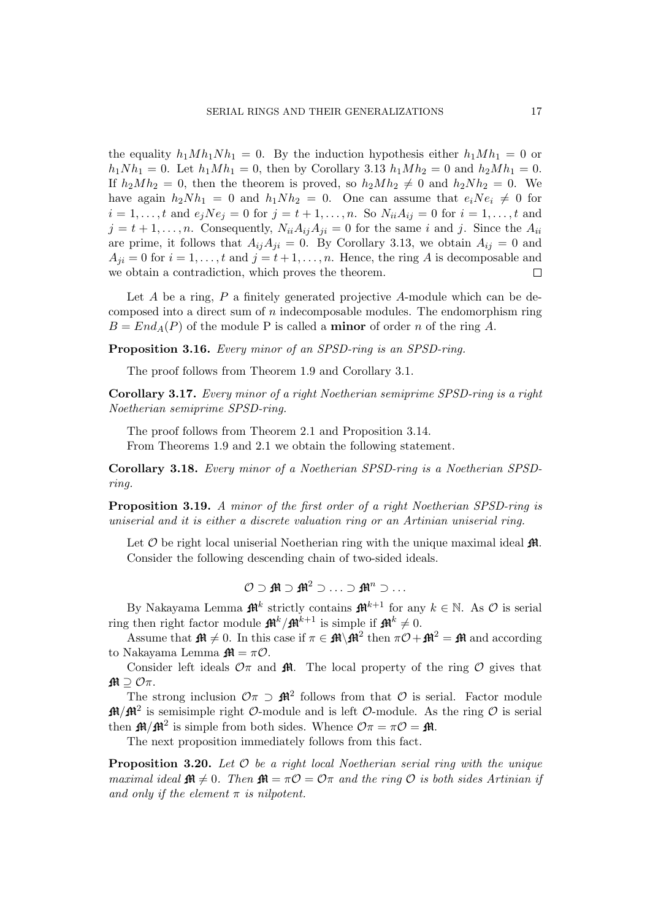the equality $h_1Mh_1Nh_1 = 0$. By the induction hypothesis either $h_1Mh_1 = 0$ or $h_1Nh_1 = 0$. Let $h_1Mh_1 = 0$, then by Corollary 3.13 $h_1Mh_2 = 0$ and $h_2Mh_1 = 0$. If $h_2Mh_2 = 0$, then the theorem is proved, so $h_2Mh_2 \neq 0$ and $h_2Nh_2 = 0$. We have again $h_2Nh_1 = 0$ and $h_1Nh_2 = 0$. One can assume that $e_iNe_i \neq 0$ for $i = 1, \dots, t$ and $e_jNe_j = 0$ for $j = t+1, \dots, n$. So $N_{ii}A_{ij} = 0$ for $i = 1, \dots, t$ and $j = t+1, \dots, n$. Consequently, $N_{ii}A_{ij}A_{ji} = 0$ for the same $i$ and $j$. Since the $A_{ii}$ are prime, it follows that $A_{ij}A_{ji} = 0$. By Corollary 3.13, we obtain $A_{ij} = 0$ and $A_{ji} = 0$ for $i = 1, \dots, t$ and $j = t+1, \dots, n$. Hence, the ring $A$ is decomposable and we obtain a contradiction, which proves the theorem. □

Let $A$ be a ring, $P$ a finitely generated projective $A$-module which can be decomposed into a direct sum of $n$ indecomposable modules. The endomorphism ring $B = End_A(P)$ of the module P is called a **minor** of order $n$ of the ring $A$.

**Proposition 3.16.** *Every minor of an SPSD-ring is an SPSD-ring.*

The proof follows from Theorem 1.9 and Corollary 3.1.

**Corollary 3.17.** *Every minor of a right Noetherian semiprime SPSD-ring is a right Noetherian semiprime SPSD-ring.*

The proof follows from Theorem 2.1 and Proposition 3.14.

From Theorems 1.9 and 2.1 we obtain the following statement.

**Corollary 3.18.** *Every minor of a Noetherian SPSD-ring is a Noetherian SPSD-ring.*

**Proposition 3.19.** *A minor of the first order of a right Noetherian SPSD-ring is uniserial and it is either a discrete valuation ring or an Artinian uniserial ring.*

Let $\mathcal{O}$ be right local uniserial Noetherian ring with the unique maximal ideal $\mathfrak{M}$. Consider the following descending chain of two-sided ideals.

$$\mathcal{O} \supset \mathfrak{M} \supset \mathfrak{M}^2 \supset \ldots \supset \mathfrak{M}^n \supset \ldots$$

By Nakayama Lemma $\mathfrak{M}^k$ strictly contains $\mathfrak{M}^{k+1}$ for any $k \in \mathbb{N}$. As $\mathcal{O}$ is serial ring then right factor module $\mathfrak{M}^k/\mathfrak{M}^{k+1}$ is simple if $\mathfrak{M}^k \neq 0$.

Assume that $\mathfrak{M} \neq 0$. In this case if $\pi \in \mathfrak{M} \backslash \mathfrak{M}^2$ then $\pi\mathcal{O} + \mathfrak{M}^2 = \mathfrak{M}$ and according to Nakayama Lemma $\mathfrak{M} = \pi\mathcal{O}$.

Consider left ideals $\mathcal{O}\pi$ and $\mathfrak{M}$. The local property of the ring $\mathcal{O}$ gives that $\mathfrak{M} \supseteq \mathcal{O}\pi$.

The strong inclusion $\mathcal{O}\pi \supset \mathfrak{M}^2$ follows from that $\mathcal{O}$ is serial. Factor module $\mathfrak{M}/\mathfrak{M}^2$ is semisimple right $\mathcal{O}$-module and is left $\mathcal{O}$-module. As the ring $\mathcal{O}$ is serial then $\mathfrak{M}/\mathfrak{M}^2$ is simple from both sides. Whence $\mathcal{O}\pi = \pi\mathcal{O} = \mathfrak{M}$.

The next proposition immediately follows from this fact.

**Proposition 3.20.** *Let $\mathcal{O}$ be a right local Noetherian serial ring with the unique maximal ideal $\mathfrak{M} \neq 0$. Then $\mathfrak{M} = \pi\mathcal{O} = \mathcal{O}\pi$ and the ring $\mathcal{O}$ is both sides Artinian if and only if the element $\pi$ is nilpotent.*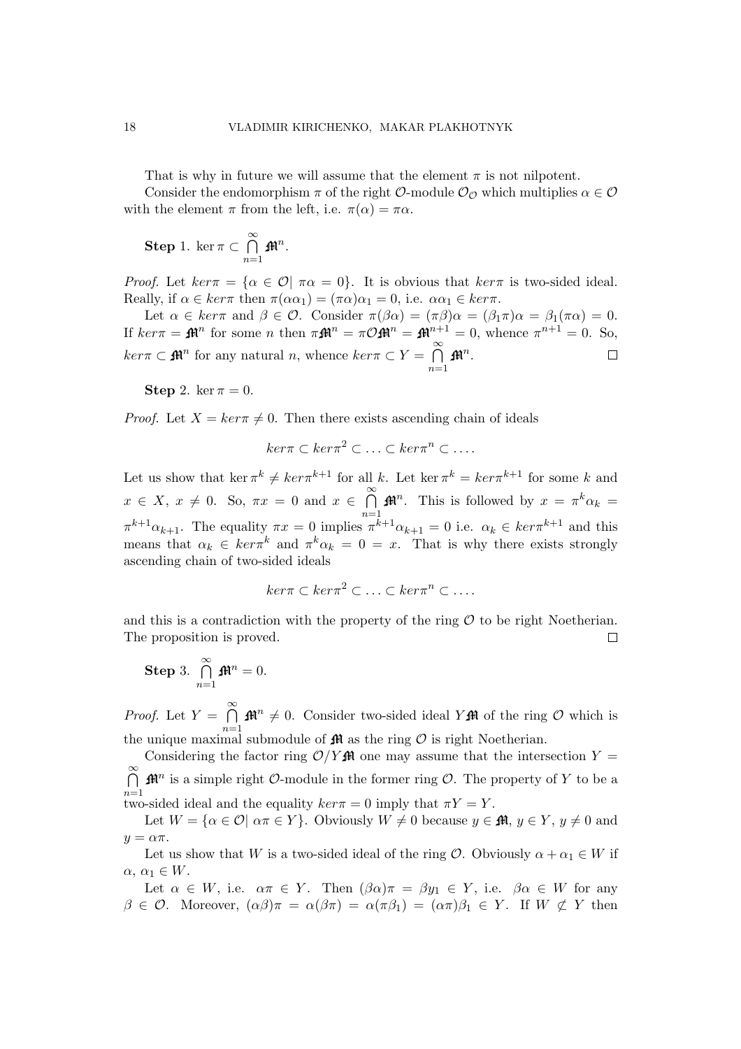That is why in future we will assume that the element $\pi$ is not nilpotent.

Consider the endomorphism $\pi$ of the right $\mathcal{O}$-module $\mathcal{O}_{\mathcal{O}}$ which multiplies $\alpha \in \mathcal{O}$ with the element $\pi$ from the left, i.e. $\pi(\alpha) = \pi\alpha$.

**Step** 1. $\ker \pi \subset \bigcap\limits_{n=1}^{\infty} \mathfrak{M}^n$.

*Proof.* Let $ker\pi = \{\alpha \in \mathcal{O} |\ \pi\alpha = 0\}$. It is obvious that $ker\pi$ is two-sided ideal. Really, if $\alpha \in ker\pi$ then $\pi(\alpha\alpha_1) = (\pi\alpha)\alpha_1 = 0$, i.e. $\alpha\alpha_1 \in ker\pi$.

Let $\alpha \in ker\pi$ and $\beta \in \mathcal{O}$. Consider $\pi(\beta\alpha) = (\pi\beta)\alpha = (\beta_1\pi)\alpha = \beta_1(\pi\alpha) = 0$. If $ker\pi = \mathfrak{M}^n$ for some $n$ then $\pi\mathfrak{M}^n = \pi\mathcal{O}\mathfrak{M}^n = \mathfrak{M}^{n+1} = 0$, whence $\pi^{n+1} = 0$. So, $ker\pi \subset \mathfrak{M}^n$ for any natural $n$, whence $ker\pi \subset Y = \bigcap\limits_{n=1}^{\infty} \mathfrak{M}^n$. $\square$

**Step** 2. $\ker \pi = 0$.

*Proof.* Let $X = ker\pi \neq 0$. Then there exists ascending chain of ideals

$$ker\pi \subset ker\pi^2 \subset \ldots \subset ker\pi^n \subset \ldots.$$

Let us show that $\ker \pi^k \neq ker\pi^{k+1}$ for all $k$. Let $\ker \pi^k = ker\pi^{k+1}$ for some $k$ and $x \in X$, $x \neq 0$. So, $\pi x = 0$ and $x \in \bigcap\limits_{n=1}^{\infty} \mathfrak{M}^n$. This is followed by $x = \pi^k\alpha_k = \pi^{k+1}\alpha_{k+1}$. The equality $\pi x = 0$ implies $\pi^{k+1}\alpha_{k+1} = 0$ i.e. $\alpha_k \in ker\pi^{k+1}$ and this means that $\alpha_k \in ker\pi^k$ and $\pi^k\alpha_k = 0 = x$. That is why there exists strongly ascending chain of two-sided ideals

$$ker\pi \subset ker\pi^2 \subset \ldots \subset ker\pi^n \subset \ldots.$$

and this is a contradiction with the property of the ring $\mathcal{O}$ to be right Noetherian. The proposition is proved. $\square$

**Step** 3. $\bigcap\limits_{n=1}^{\infty} \mathfrak{M}^n = 0$.

*Proof.* Let $Y = \bigcap\limits_{n=1}^{\infty} \mathfrak{M}^n \neq 0$. Consider two-sided ideal $Y\mathfrak{M}$ of the ring $\mathcal{O}$ which is the unique maximal submodule of $\mathfrak{M}$ as the ring $\mathcal{O}$ is right Noetherian.

Considering the factor ring $\mathcal{O}/Y\mathfrak{M}$ one may assume that the intersection $Y = \bigcap\limits_{n=1}^{\infty} \mathfrak{M}^n$ is a simple right $\mathcal{O}$-module in the former ring $\mathcal{O}$. The property of $Y$ to be a two-sided ideal and the equality $ker\pi = 0$ imply that $\pi Y = Y$.

Let $W = \{\alpha \in \mathcal{O} |\ \alpha\pi \in Y\}$. Obviously $W \neq 0$ because $y \in \mathfrak{M}$, $y \in Y$, $y \neq 0$ and $y = \alpha\pi$.

Let us show that $W$ is a two-sided ideal of the ring $\mathcal{O}$. Obviously $\alpha + \alpha_1 \in W$ if $\alpha$, $\alpha_1 \in W$.

Let $\alpha \in W$, i.e. $\alpha\pi \in Y$. Then $(\beta\alpha)\pi = \beta y_1 \in Y$, i.e. $\beta\alpha \in W$ for any $\beta \in \mathcal{O}$. Moreover, $(\alpha\beta)\pi = \alpha(\beta\pi) = \alpha(\pi\beta_1) = (\alpha\pi)\beta_1 \in Y$. If $W \not\subset Y$ then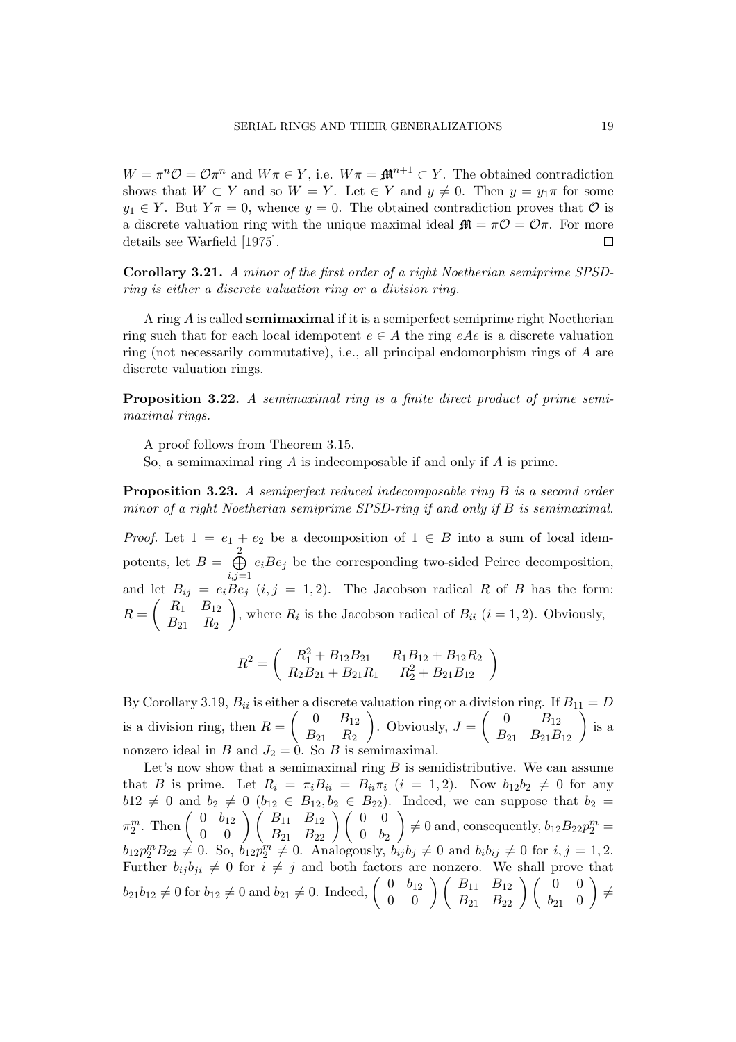$W = \pi^n \mathcal{O} = \mathcal{O}\pi^n$ and $W\pi \in Y$, i.e. $W\pi = \mathfrak{M}^{n+1} \subset Y$. The obtained contradiction shows that $W \subset Y$ and so $W = Y$. Let $\in Y$ and $y \neq 0$. Then $y = y_1\pi$ for some $y_1 \in Y$. But $Y\pi = 0$, whence $y = 0$. The obtained contradiction proves that $\mathcal{O}$ is a discrete valuation ring with the unique maximal ideal $\mathfrak{M} = \pi\mathcal{O} = \mathcal{O}\pi$. For more details see Warfield [1975]. $\square$

**Corollary 3.21.** *A minor of the first order of a right Noetherian semiprime SPSD-ring is either a discrete valuation ring or a division ring.*

A ring $A$ is called **semimaximal** if it is a semiperfect semiprime right Noetherian ring such that for each local idempotent $e \in A$ the ring $eAe$ is a discrete valuation ring (not necessarily commutative), i.e., all principal endomorphism rings of $A$ are discrete valuation rings.

**Proposition 3.22.** *A semimaximal ring is a finite direct product of prime semimaximal rings.*

A proof follows from Theorem 3.15.

So, a semimaximal ring $A$ is indecomposable if and only if $A$ is prime.

**Proposition 3.23.** *A semiperfect reduced indecomposable ring $B$ is a second order minor of a right Noetherian semiprime SPSD-ring if and only if $B$ is semimaximal.*

*Proof.* Let $1 = e_1 + e_2$ be a decomposition of $1 \in B$ into a sum of local idempotents, let $B = \bigoplus\limits_{i,j=1}^{2} e_iBe_j$ be the corresponding two-sided Peirce decomposition, and let $B_{ij} = e_iBe_j$ $(i,j = 1,2)$. The Jacobson radical $R$ of $B$ has the form: $R = \begin{pmatrix} R_1 & B_{12} \\ B_{21} & R_2 \end{pmatrix}$, where $R_i$ is the Jacobson radical of $B_{ii}$ $(i = 1,2)$. Obviously,

$$R^2 = \begin{pmatrix} R_1^2 + B_{12}B_{21} & R_1B_{12} + B_{12}R_2 \\ R_2B_{21} + B_{21}R_1 & R_2^2 + B_{21}B_{12} \end{pmatrix}$$

By Corollary 3.19, $B_{ii}$ is either a discrete valuation ring or a division ring. If $B_{11} = D$ is a division ring, then $R = \begin{pmatrix} 0 & B_{12} \\ B_{21} & R_2 \end{pmatrix}$. Obviously, $J = \begin{pmatrix} 0 & B_{12} \\ B_{21} & B_{21}B_{12} \end{pmatrix}$ is a nonzero ideal in $B$ and $J_2 = 0$. So $B$ is semimaximal.

Let's now show that a semimaximal ring $B$ is semidistributive. We can assume that $B$ is prime. Let $R_i = \pi_iB_{ii} = B_{ii}\pi_i$ $(i = 1,2)$. Now $b_{12}b_2 \neq 0$ for any $b12 \neq 0$ and $b_2 \neq 0$ $(b_{12} \in B_{12}, b_2 \in B_{22})$. Indeed, we can suppose that $b_2 = \pi_2^m$. Then $\begin{pmatrix} 0 & b_{12} \\ 0 & 0 \end{pmatrix} \begin{pmatrix} B_{11} & B_{12} \\ B_{21} & B_{22} \end{pmatrix} \begin{pmatrix} 0 & 0 \\ 0 & b_2 \end{pmatrix} \neq 0$ and, consequently, $b_{12}B_{22}p_2^m = b_{12}p_2^mB_{22} \neq 0$. So, $b_{12}p_2^m \neq 0$. Analogously, $b_{ij}b_j \neq 0$ and $b_ib_{ij} \neq 0$ for $i,j = 1,2$. Further $b_{ij}b_{ji} \neq 0$ for $i \neq j$ and both factors are nonzero. We shall prove that $b_{21}b_{12} \neq 0$ for $b_{12} \neq 0$ and $b_{21} \neq 0$. Indeed, $\begin{pmatrix} 0 & b_{12} \\ 0 & 0 \end{pmatrix} \begin{pmatrix} B_{11} & B_{12} \\ B_{21} & B_{22} \end{pmatrix} \begin{pmatrix} 0 & 0 \\ b_{21} & 0 \end{pmatrix} \neq$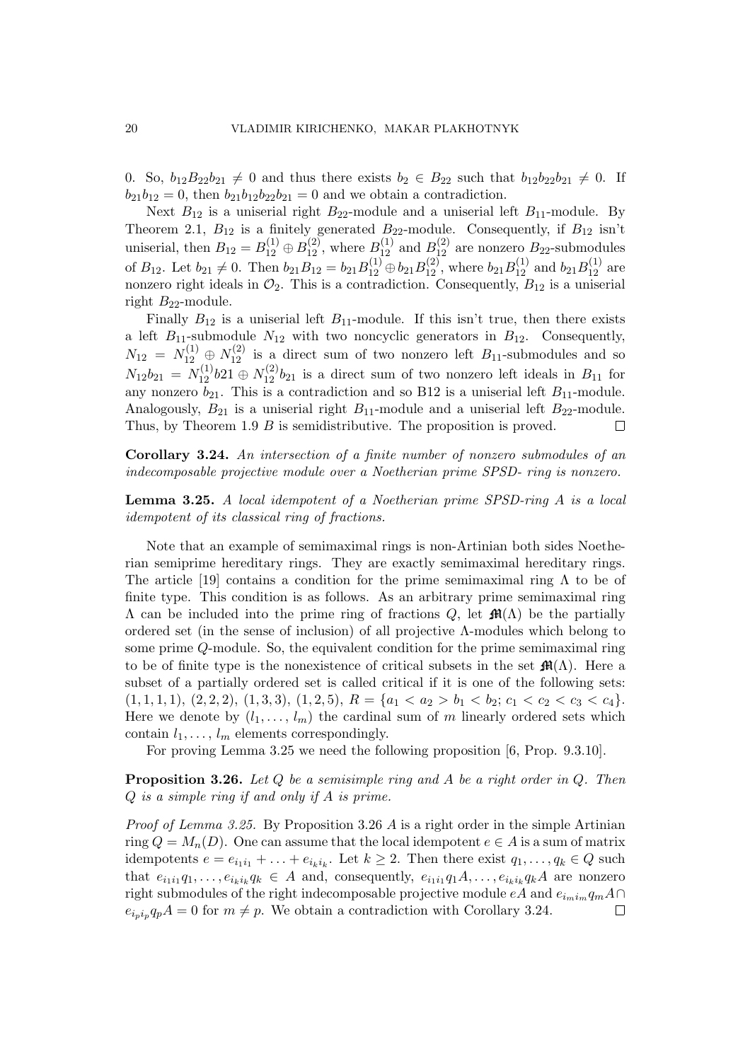0. So, $b_{12}B_{22}b_{21} \neq 0$ and thus there exists $b_2 \in B_{22}$ such that $b_{12}b_{22}b_{21} \neq 0$. If $b_{21}b_{12} = 0$, then $b_{21}b_{12}b_{22}b_{21} = 0$ and we obtain a contradiction.

Next $B_{12}$ is a uniserial right $B_{22}$-module and a uniserial left $B_{11}$-module. By Theorem 2.1, $B_{12}$ is a finitely generated $B_{22}$-module. Consequently, if $B_{12}$ isn't uniserial, then $B_{12} = B_{12}^{(1)} \oplus B_{12}^{(2)}$, where $B_{12}^{(1)}$ and $B_{12}^{(2)}$ are nonzero $B_{22}$-submodules of $B_{12}$. Let $b_{21} \neq 0$. Then $b_{21}B_{12} = b_{21}B_{12}^{(1)} \oplus b_{21}B_{12}^{(2)}$, where $b_{21}B_{12}^{(1)}$ and $b_{21}B_{12}^{(1)}$ are nonzero right ideals in $\mathcal{O}_2$. This is a contradiction. Consequently, $B_{12}$ is a uniserial right $B_{22}$-module.

Finally $B_{12}$ is a uniserial left $B_{11}$-module. If this isn't true, then there exists a left $B_{11}$-submodule $N_{12}$ with two noncyclic generators in $B_{12}$. Consequently, $N_{12} = N_{12}^{(1)} \oplus N_{12}^{(2)}$ is a direct sum of two nonzero left $B_{11}$-submodules and so $N_{12}b_{21} = N_{12}^{(1)}b21 \oplus N_{12}^{(2)}b_{21}$ is a direct sum of two nonzero left ideals in $B_{11}$ for any nonzero $b_{21}$. This is a contradiction and so B12 is a uniserial left $B_{11}$-module. Analogously, $B_{21}$ is a uniserial right $B_{11}$-module and a uniserial left $B_{22}$-module. Thus, by Theorem 1.9 $B$ is semidistributive. The proposition is proved. □

**Corollary 3.24.** *An intersection of a finite number of nonzero submodules of an indecomposable projective module over a Noetherian prime SPSD- ring is nonzero.*

**Lemma 3.25.** *A local idempotent of a Noetherian prime SPSD-ring $A$ is a local idempotent of its classical ring of fractions.*

Note that an example of semimaximal rings is non-Artinian both sides Noetherian semiprime hereditary rings. They are exactly semimaximal hereditary rings. The article [19] contains a condition for the prime semimaximal ring $\Lambda$ to be of finite type. This condition is as follows. As an arbitrary prime semimaximal ring $\Lambda$ can be included into the prime ring of fractions $Q$, let $\mathfrak{M}(\Lambda)$ be the partially ordered set (in the sense of inclusion) of all projective $\Lambda$-modules which belong to some prime $Q$-module. So, the equivalent condition for the prime semimaximal ring to be of finite type is the nonexistence of critical subsets in the set $\mathfrak{M}(\Lambda)$. Here a subset of a partially ordered set is called critical if it is one of the following sets: $(1, 1, 1, 1)$, $(2, 2, 2)$, $(1, 3, 3)$, $(1, 2, 5)$, $R = \{a_1 < a_2 > b_1 < b_2; c_1 < c_2 < c_3 < c_4\}$. Here we denote by $(l_1, \dots, l_m)$ the cardinal sum of $m$ linearly ordered sets which contain $l_1, \dots, l_m$ elements correspondingly.

For proving Lemma 3.25 we need the following proposition [6, Prop. 9.3.10].

**Proposition 3.26.** *Let $Q$ be a semisimple ring and $A$ be a right order in $Q$. Then $Q$ is a simple ring if and only if $A$ is prime.*

*Proof of Lemma 3.25.* By Proposition 3.26 $A$ is a right order in the simple Artinian ring $Q = M_n(D)$. One can assume that the local idempotent $e \in A$ is a sum of matrix idempotents $e = e_{i_1i_1} + \dots + e_{i_ki_k}$. Let $k \geq 2$. Then there exist $q_1, \dots, q_k \in Q$ such that $e_{i_1i_1}q_1, \dots, e_{i_ki_k}q_k \in A$ and, consequently, $e_{i_1i_1}q_1A, \dots, e_{i_ki_k}q_kA$ are nonzero right submodules of the right indecomposable projective module $eA$ and $e_{i_mi_m}q_mA \cap e_{i_pi_p}q_pA = 0$ for $m \neq p$. We obtain a contradiction with Corollary 3.24. □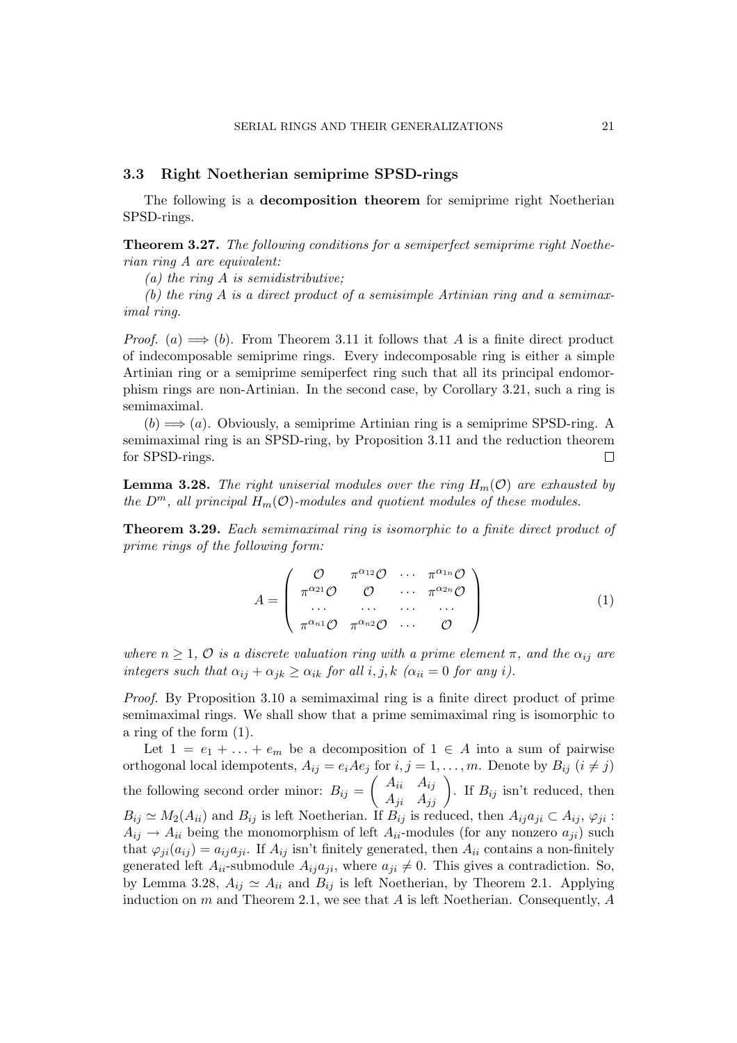### 3.3 Right Noetherian semiprime SPSD-rings

The following is a **decomposition theorem** for semiprime right Noetherian SPSD-rings.

**Theorem 3.27.** *The following conditions for a semiperfect semiprime right Noetherian ring $A$ are equivalent:*

*(a) the ring $A$ is semidistributive;*

*(b) the ring $A$ is a direct product of a semisimple Artinian ring and a semimaximal ring.*

*Proof.* $(a) \Longrightarrow (b)$. From Theorem 3.11 it follows that $A$ is a finite direct product of indecomposable semiprime rings. Every indecomposable ring is either a simple Artinian ring or a semiprime semiperfect ring such that all its principal endomorphism rings are non-Artinian. In the second case, by Corollary 3.21, such a ring is semimaximal.

$(b) \Longrightarrow (a)$. Obviously, a semiprime Artinian ring is a semiprime SPSD-ring. A semimaximal ring is an SPSD-ring, by Proposition 3.11 and the reduction theorem for SPSD-rings. $\square$

**Lemma 3.28.** *The right uniserial modules over the ring $H_m(\mathcal{O})$ are exhausted by the $D^m$, all principal $H_m(\mathcal{O})$-modules and quotient modules of these modules.*

**Theorem 3.29.** *Each semimaximal ring is isomorphic to a finite direct product of prime rings of the following form:*

$$A = \begin{pmatrix} \mathcal{O} & \pi^{\alpha_{12}}\mathcal{O} & \dots & \pi^{\alpha_{1n}}\mathcal{O} \\ \pi^{\alpha_{21}}\mathcal{O} & \mathcal{O} & \dots & \pi^{\alpha_{2n}}\mathcal{O} \\ \dots & \dots & \dots & \dots \\ \pi^{\alpha_{n1}}\mathcal{O} & \pi^{\alpha_{n2}}\mathcal{O} & \dots & \mathcal{O} \end{pmatrix} \tag{1}$$

*where $n \geq 1$, $\mathcal{O}$ is a discrete valuation ring with a prime element $\pi$, and the $\alpha_{ij}$ are integers such that $\alpha_{ij} + \alpha_{jk} \geq \alpha_{ik}$ for all $i, j, k$ ($\alpha_{ii} = 0$ for any $i$).*

*Proof.* By Proposition 3.10 a semimaximal ring is a finite direct product of prime semimaximal rings. We shall show that a prime semimaximal ring is isomorphic to a ring of the form (1).

Let $1 = e_1 + \ldots + e_m$ be a decomposition of $1 \in A$ into a sum of pairwise orthogonal local idempotents, $A_{ij} = e_i A e_j$ for $i, j = 1, \ldots, m$. Denote by $B_{ij}$ ($i \neq j$) the following second order minor: $B_{ij} = \begin{pmatrix} A_{ii} & A_{ij} \\ A_{ji} & A_{jj} \end{pmatrix}$. If $B_{ij}$ isn't reduced, then $B_{ij} \simeq M_2(A_{ii})$ and $B_{ij}$ is left Noetherian. If $B_{ij}$ is reduced, then $A_{ij}a_{ji} \subset A_{ij}$, $\varphi_{ji} : A_{ij} \to A_{ii}$ being the monomorphism of left $A_{ii}$-modules (for any nonzero $a_{ji}$) such that $\varphi_{ji}(a_{ij}) = a_{ij}a_{ji}$. If $A_{ij}$ isn't finitely generated, then $A_{ii}$ contains a non-finitely generated left $A_{ii}$-submodule $A_{ij}a_{ji}$, where $a_{ji} \neq 0$. This gives a contradiction. So, by Lemma 3.28, $A_{ij} \simeq A_{ii}$ and $B_{ij}$ is left Noetherian, by Theorem 2.1. Applying induction on $m$ and Theorem 2.1, we see that $A$ is left Noetherian. Consequently, $A$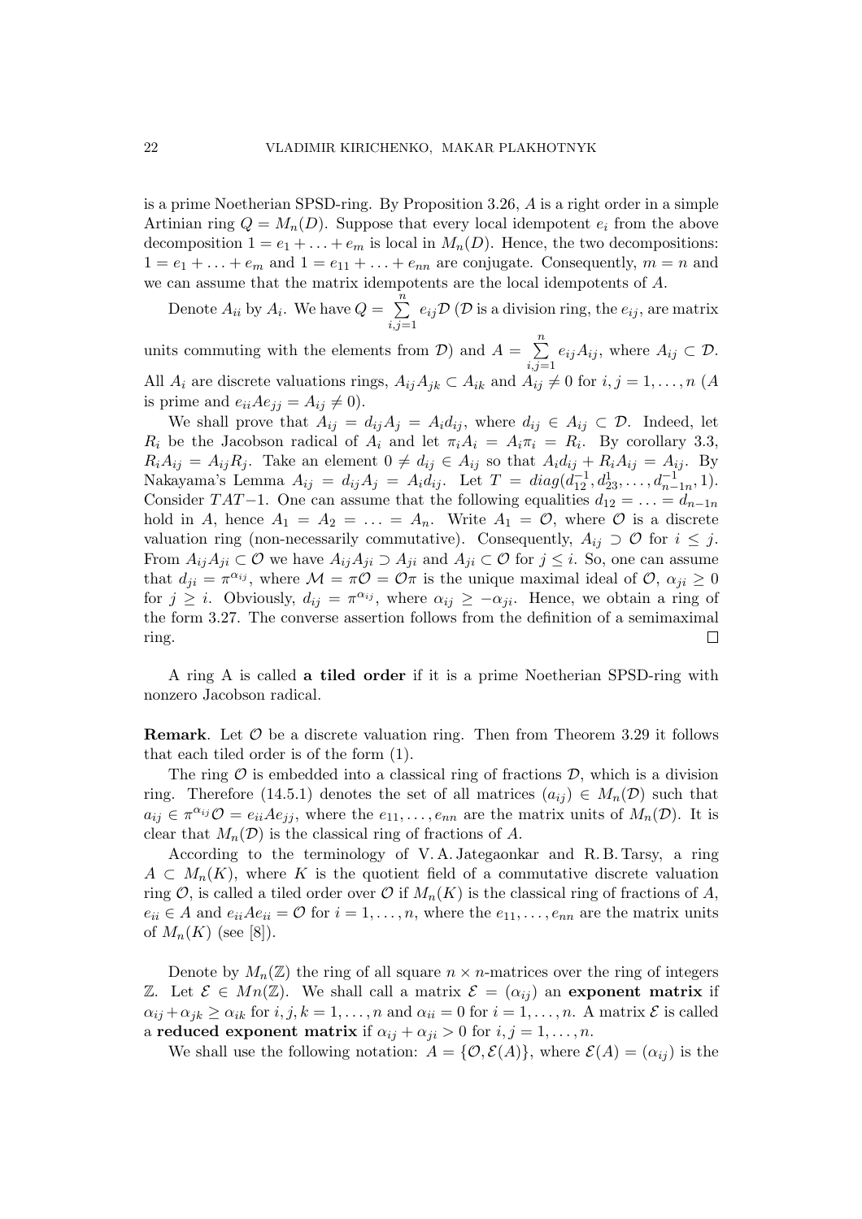is a prime Noetherian SPSD-ring. By Proposition 3.26, $A$ is a right order in a simple Artinian ring $Q = M_n(D)$. Suppose that every local idempotent $e_i$ from the above decomposition $1 = e_1 + \ldots + e_m$ is local in $M_n(D)$. Hence, the two decompositions: $1 = e_1 + \ldots + e_m$ and $1 = e_{11} + \ldots + e_{nn}$ are conjugate. Consequently, $m = n$ and we can assume that the matrix idempotents are the local idempotents of $A$.

Denote $A_{ii}$ by $A_i$. We have $Q = \sum_{i,j=1}^{n} e_{ij}\mathcal{D}$ ($\mathcal{D}$ is a division ring, the $e_{ij}$, are matrix units commuting with the elements from $\mathcal{D}$) and $A = \sum_{i,j=1}^{n} e_{ij}A_{ij}$, where $A_{ij} \subset \mathcal{D}$. All $A_i$ are discrete valuations rings, $A_{ij}A_{jk} \subset A_{ik}$ and $A_{ij} \neq 0$ for $i, j = 1, \ldots, n$ ($A$ is prime and $e_{ii}Ae_{jj} = A_{ij} \neq 0$).

We shall prove that $A_{ij} = d_{ij}A_j = A_i d_{ij}$, where $d_{ij} \in A_{ij} \subset \mathcal{D}$. Indeed, let $R_i$ be the Jacobson radical of $A_i$ and let $\pi_i A_i = A_i \pi_i = R_i$. By corollary 3.3, $R_i A_{ij} = A_{ij} R_j$. Take an element $0 \neq d_{ij} \in A_{ij}$ so that $A_i d_{ij} + R_i A_{ij} = A_{ij}$. By Nakayama's Lemma $A_{ij} = d_{ij}A_j = A_i d_{ij}$. Let $T = diag(d_{12}^{-1}, d_{23}^{1}, \ldots, d_{n-1n}^{-1}, 1)$. Consider $TAT{-1}$. One can assume that the following equalities $d_{12} = \ldots = d_{n-1n}$ hold in $A$, hence $A_1 = A_2 = \ldots = A_n$. Write $A_1 = \mathcal{O}$, where $\mathcal{O}$ is a discrete valuation ring (non-necessarily commutative). Consequently, $A_{ij} \supset \mathcal{O}$ for $i \leq j$. From $A_{ij}A_{ji} \subset \mathcal{O}$ we have $A_{ij}A_{ji} \supset A_{ji}$ and $A_{ji} \subset \mathcal{O}$ for $j \leq i$. So, one can assume that $d_{ji} = \pi^{\alpha_{ij}}$, where $\mathcal{M} = \pi\mathcal{O} = \mathcal{O}\pi$ is the unique maximal ideal of $\mathcal{O}$, $\alpha_{ji} \geq 0$ for $j \geq i$. Obviously, $d_{ij} = \pi^{\alpha_{ij}}$, where $\alpha_{ij} \geq -\alpha_{ji}$. Hence, we obtain a ring of the form 3.27. The converse assertion follows from the definition of a semimaximal ring. $\square$

A ring A is called **a tiled order** if it is a prime Noetherian SPSD-ring with nonzero Jacobson radical.

**Remark**. Let $\mathcal{O}$ be a discrete valuation ring. Then from Theorem 3.29 it follows that each tiled order is of the form (1).

The ring $\mathcal{O}$ is embedded into a classical ring of fractions $\mathcal{D}$, which is a division ring. Therefore (14.5.1) denotes the set of all matrices $(a_{ij}) \in M_n(\mathcal{D})$ such that $a_{ij} \in \pi^{\alpha_{ij}}\mathcal{O} = e_{ii}Ae_{jj}$, where the $e_{11}, \ldots, e_{nn}$ are the matrix units of $M_n(\mathcal{D})$. It is clear that $M_n(\mathcal{D})$ is the classical ring of fractions of $A$.

According to the terminology of V. A. Jategaonkar and R. B. Tarsy, a ring $A \subset M_n(K)$, where $K$ is the quotient field of a commutative discrete valuation ring $\mathcal{O}$, is called a tiled order over $\mathcal{O}$ if $M_n(K)$ is the classical ring of fractions of $A$, $e_{ii} \in A$ and $e_{ii}Ae_{ii} = \mathcal{O}$ for $i = 1, \ldots, n$, where the $e_{11}, \ldots, e_{nn}$ are the matrix units of $M_n(K)$ (see [8]).

Denote by $M_n(\mathbb{Z})$ the ring of all square $n \times n$-matrices over the ring of integers $\mathbb{Z}$. Let $\mathcal{E} \in Mn(\mathbb{Z})$. We shall call a matrix $\mathcal{E} = (\alpha_{ij})$ an **exponent matrix** if $\alpha_{ij} + \alpha_{jk} \geq \alpha_{ik}$ for $i, j, k = 1, \ldots, n$ and $\alpha_{ii} = 0$ for $i = 1, \ldots, n$. A matrix $\mathcal{E}$ is called a **reduced exponent matrix** if $\alpha_{ij} + \alpha_{ji} > 0$ for $i, j = 1, \ldots, n$.

We shall use the following notation: $A = \{\mathcal{O}, \mathcal{E}(A)\}$, where $\mathcal{E}(A) = (\alpha_{ij})$ is the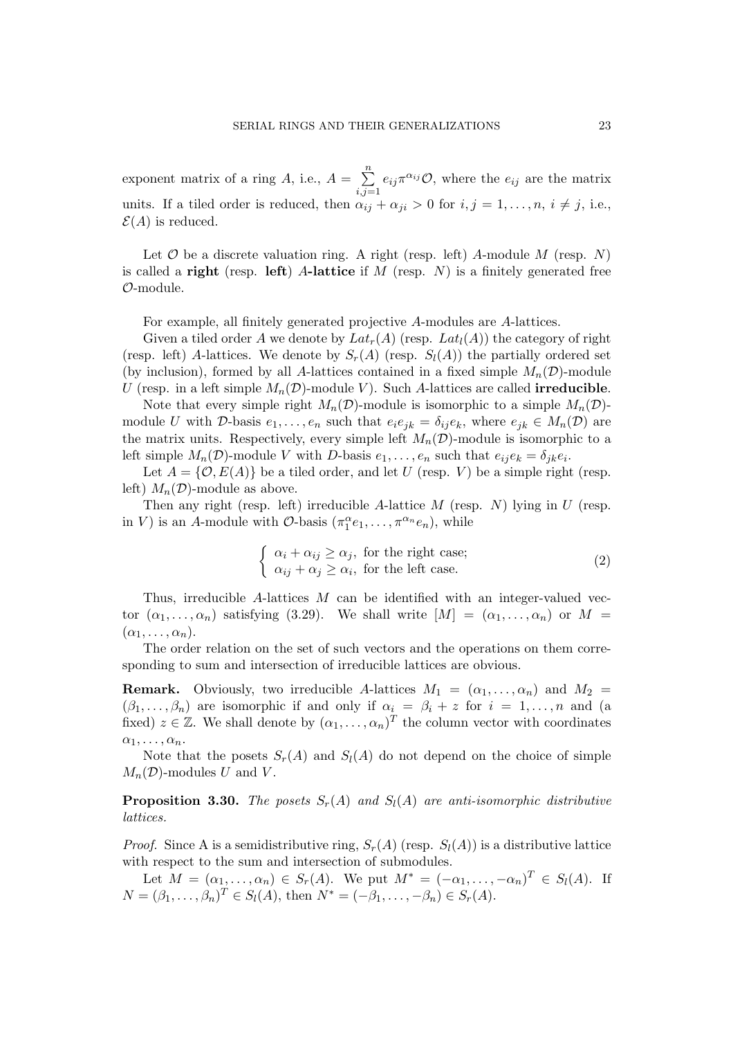exponent matrix of a ring $A$, i.e., $A = \sum\limits_{i,j=1}^{n} e_{ij}\pi^{\alpha_{ij}}\mathcal{O}$, where the $e_{ij}$ are the matrix units. If a tiled order is reduced, then $\alpha_{ij} + \alpha_{ji} > 0$ for $i, j = 1, \ldots, n$, $i \neq j$, i.e., $\mathcal{E}(A)$ is reduced.

Let $\mathcal{O}$ be a discrete valuation ring. A right (resp. left) $A$-module $M$ (resp. $N$) is called a **right** (resp. **left**) $A$**-lattice** if $M$ (resp. $N$) is a finitely generated free $\mathcal{O}$-module.

For example, all finitely generated projective $A$-modules are $A$-lattices.

Given a tiled order $A$ we denote by $Lat_r(A)$ (resp. $Lat_l(A)$) the category of right (resp. left) $A$-lattices. We denote by $S_r(A)$ (resp. $S_l(A)$) the partially ordered set (by inclusion), formed by all $A$-lattices contained in a fixed simple $M_n(\mathcal{D})$-module $U$ (resp. in a left simple $M_n(\mathcal{D})$-module $V$). Such $A$-lattices are called **irreducible**.

Note that every simple right $M_n(\mathcal{D})$-module is isomorphic to a simple $M_n(\mathcal{D})$-module $U$ with $\mathcal{D}$-basis $e_1, \ldots, e_n$ such that $e_i e_{jk} = \delta_{ij} e_k$, where $e_{jk} \in M_n(\mathcal{D})$ are the matrix units. Respectively, every simple left $M_n(\mathcal{D})$-module is isomorphic to a left simple $M_n(\mathcal{D})$-module $V$ with $D$-basis $e_1, \ldots, e_n$ such that $e_{ij} e_k = \delta_{jk} e_i$.

Let $A = \{\mathcal{O}, E(A)\}$ be a tiled order, and let $U$ (resp. $V$) be a simple right (resp. left) $M_n(\mathcal{D})$-module as above.

Then any right (resp. left) irreducible $A$-lattice $M$ (resp. $N$) lying in $U$ (resp. in $V$) is an $A$-module with $\mathcal{O}$-basis $(\pi_1^{\alpha} e_1, \ldots, \pi^{\alpha_n} e_n)$, while

$$\begin{cases} \alpha_i + \alpha_{ij} \geq \alpha_j, \text{ for the right case;} \\ \alpha_{ij} + \alpha_j \geq \alpha_i, \text{ for the left case.} \end{cases} \tag{2}$$

Thus, irreducible $A$-lattices $M$ can be identified with an integer-valued vector $(\alpha_1, \ldots, \alpha_n)$ satisfying (3.29). We shall write $[M] = (\alpha_1, \ldots, \alpha_n)$ or $M = (\alpha_1, \ldots, \alpha_n)$.

The order relation on the set of such vectors and the operations on them corresponding to sum and intersection of irreducible lattices are obvious.

**Remark.** Obviously, two irreducible $A$-lattices $M_1 = (\alpha_1, \ldots, \alpha_n)$ and $M_2 = (\beta_1, \ldots, \beta_n)$ are isomorphic if and only if $\alpha_i = \beta_i + z$ for $i = 1, \ldots, n$ and (a fixed) $z \in \mathbb{Z}$. We shall denote by $(\alpha_1, \ldots, \alpha_n)^T$ the column vector with coordinates $\alpha_1, \ldots, \alpha_n$.

Note that the posets $S_r(A)$ and $S_l(A)$ do not depend on the choice of simple $M_n(\mathcal{D})$-modules $U$ and $V$.

**Proposition 3.30.** *The posets $S_r(A)$ and $S_l(A)$ are anti-isomorphic distributive lattices.*

*Proof.* Since A is a semidistributive ring, $S_r(A)$ (resp. $S_l(A)$) is a distributive lattice with respect to the sum and intersection of submodules.

Let $M = (\alpha_1, \ldots, \alpha_n) \in S_r(A)$. We put $M^* = (-\alpha_1, \ldots, -\alpha_n)^T \in S_l(A)$. If $N = (\beta_1, \ldots, \beta_n)^T \in S_l(A)$, then $N^* = (-\beta_1, \ldots, -\beta_n) \in S_r(A)$.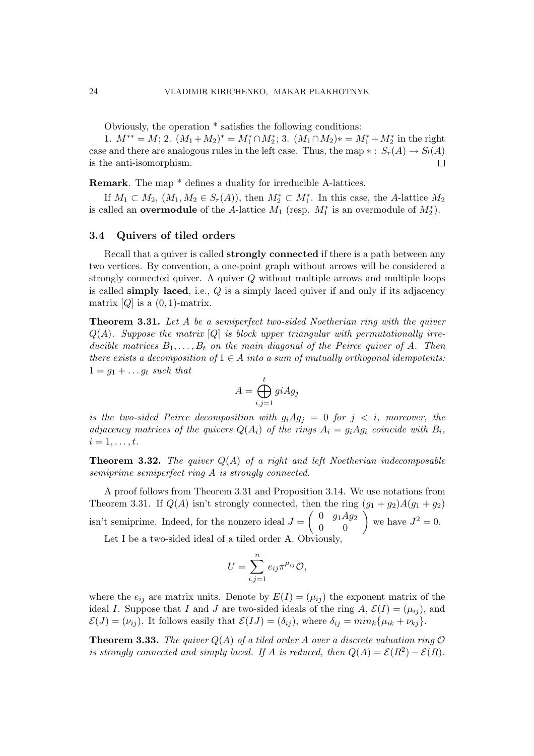Obviously, the operation * satisfies the following conditions:

1. $M^{**} = M$; 2. $(M_1 + M_2)^* = M_1^* \cap M_2^*$; 3. $(M_1 \cap M_2)* = M_1^* + M_2^*$ in the right case and there are analogous rules in the left case. Thus, the map $* : S_r(A) \to S_l(A)$ is the anti-isomorphism. $\square$

**Remark**. The map * defines a duality for irreducible A-lattices.

If $M_1 \subset M_2$, $(M_1, M_2 \in S_r(A))$, then $M_2^* \subset M_1^*$. In this case, the $A$-lattice $M_2$ is called an **overmodule** of the $A$-lattice $M_1$ (resp. $M_1^*$ is an overmodule of $M_2^*$).

### 3.4 Quivers of tiled orders

Recall that a quiver is called **strongly connected** if there is a path between any two vertices. By convention, a one-point graph without arrows will be considered a strongly connected quiver. A quiver $Q$ without multiple arrows and multiple loops is called **simply laced**, i.e., $Q$ is a simply laced quiver if and only if its adjacency matrix $[Q]$ is a $(0, 1)$-matrix.

**Theorem 3.31.** *Let $A$ be a semiperfect two-sided Noetherian ring with the quiver $Q(A)$. Suppose the matrix $[Q]$ is block upper triangular with permutationally irreducible matrices $B_1, \ldots, B_t$ on the main diagonal of the Peirce quiver of $A$. Then there exists a decomposition of $1 \in A$ into a sum of mutually orthogonal idempotents: $1 = g_1 + \ldots g_t$ such that*

$$A = \bigoplus_{i,j=1}^{t} giAg_j$$

*is the two-sided Peirce decomposition with $g_iAg_j = 0$ for $j < i$, moreover, the adjacency matrices of the quivers $Q(A_i)$ of the rings $A_i = g_iAg_i$ coincide with $B_i$, $i = 1, \ldots, t$.*

**Theorem 3.32.** *The quiver $Q(A)$ of a right and left Noetherian indecomposable semiprime semiperfect ring $A$ is strongly connected.*

A proof follows from Theorem 3.31 and Proposition 3.14. We use notations from Theorem 3.31. If $Q(A)$ isn't strongly connected, then the ring $(g_1 + g_2)A(g_1 + g_2)$ isn't semiprime. Indeed, for the nonzero ideal $J = \begin{pmatrix} 0 & g_1Ag_2 \\ 0 & 0 \end{pmatrix}$ we have $J^2 = 0$.

Let I be a two-sided ideal of a tiled order A. Obviously,

$$U = \sum_{i,j=1}^{n} e_{ij}\pi^{\mu_{ij}}\mathcal{O},$$

where the $e_{ij}$ are matrix units. Denote by $E(I) = (\mu_{ij})$ the exponent matrix of the ideal $I$. Suppose that $I$ and $J$ are two-sided ideals of the ring $A$, $\mathcal{E}(I) = (\mu_{ij})$, and $\mathcal{E}(J) = (\nu_{ij})$. It follows easily that $\mathcal{E}(IJ) = (\delta_{ij})$, where $\delta_{ij} = min_k\{\mu_{ik} + \nu_{kj}\}$.

**Theorem 3.33.** *The quiver $Q(A)$ of a tiled order $A$ over a discrete valuation ring $\mathcal{O}$ is strongly connected and simply laced. If $A$ is reduced, then $Q(A) = \mathcal{E}(R^2) - \mathcal{E}(R)$.*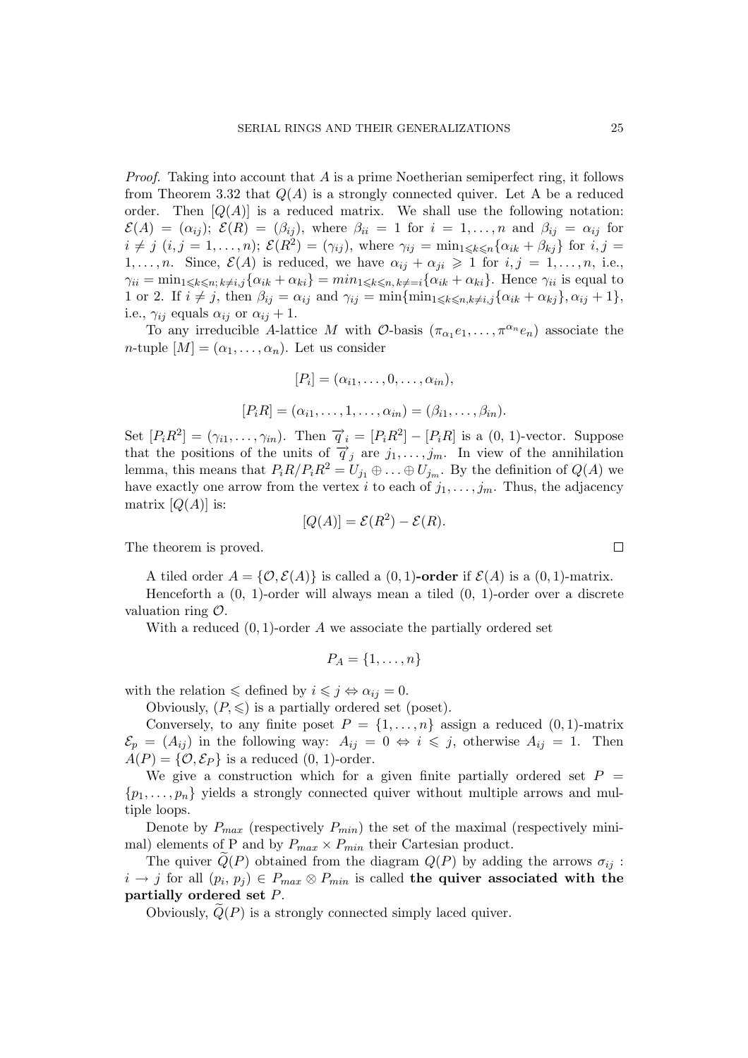*Proof.* Taking into account that $A$ is a prime Noetherian semiperfect ring, it follows from Theorem 3.32 that $Q(A)$ is a strongly connected quiver. Let A be a reduced order. Then $[Q(A)]$ is a reduced matrix. We shall use the following notation: $\mathcal{E}(A) = (\alpha_{ij})$; $\mathcal{E}(R) = (\beta_{ij})$, where $\beta_{ii} = 1$ for $i = 1, \ldots, n$ and $\beta_{ij} = \alpha_{ij}$ for $i \neq j$ $(i, j = 1, \ldots, n)$; $\mathcal{E}(R^2) = (\gamma_{ij})$, where $\gamma_{ij} = \min_{1 \leqslant k \leqslant n}\{\alpha_{ik} + \beta_{kj}\}$ for $i, j = 1, \ldots, n$. Since, $\mathcal{E}(A)$ is reduced, we have $\alpha_{ij} + \alpha_{ji} \geqslant 1$ for $i, j = 1, \ldots, n$, i.e., $\gamma_{ii} = \min_{1 \leqslant k \leqslant n; k \neq i, j}\{\alpha_{ik} + \alpha_{ki}\} = min_{1 \leqslant k \leqslant n, k \neq = i}\{\alpha_{ik} + \alpha_{ki}\}$. Hence $\gamma_{ii}$ is equal to 1 or 2. If $i \neq j$, then $\beta_{ij} = \alpha_{ij}$ and $\gamma_{ij} = \min\{\min_{1 \leqslant k \leqslant n, k \neq i, j}\{\alpha_{ik} + \alpha_{kj}\}, \alpha_{ij} + 1\}$, i.e., $\gamma_{ij}$ equals $\alpha_{ij}$ or $\alpha_{ij} + 1$.

To any irreducible $A$-lattice $M$ with $\mathcal{O}$-basis $(\pi_{\alpha_1} e_1, \ldots, \pi^{\alpha_n} e_n)$ associate the $n$-tuple $[M] = (\alpha_1, \ldots, \alpha_n)$. Let us consider

$$[P_i] = (\alpha_{i1}, \ldots, 0, \ldots, \alpha_{in}),$$

$$[P_i R] = (\alpha_{i1}, \ldots, 1, \ldots, \alpha_{in}) = (\beta_{i1}, \ldots, \beta_{in}).$$

Set $[P_i R^2] = (\gamma_{i1}, \ldots, \gamma_{in})$. Then $\overrightarrow{q}_i = [P_i R^2] - [P_i R]$ is a (0, 1)-vector. Suppose that the positions of the units of $\overrightarrow{q}_j$ are $j_1, \ldots, j_m$. In view of the annihilation lemma, this means that $P_i R / P_i R^2 = U_{j_1} \oplus \ldots \oplus U_{j_m}$. By the definition of $Q(A)$ we have exactly one arrow from the vertex $i$ to each of $j_1, \ldots, j_m$. Thus, the adjacency matrix $[Q(A)]$ is:

$$[Q(A)] = \mathcal{E}(R^2) - \mathcal{E}(R).$$

The theorem is proved. $\square$

A tiled order $A = \{\mathcal{O}, \mathcal{E}(A)\}$ is called a $(0, 1)$**-order** if $\mathcal{E}(A)$ is a $(0, 1)$-matrix.

Henceforth a (0, 1)-order will always mean a tiled (0, 1)-order over a discrete valuation ring $\mathcal{O}$.

With a reduced $(0, 1)$-order $A$ we associate the partially ordered set

$$P_A = \{1, \ldots, n\}$$

with the relation $\leqslant$ defined by $i \leqslant j \Leftrightarrow \alpha_{ij} = 0$.

Obviously, $(P, \leqslant)$ is a partially ordered set (poset).

Conversely, to any finite poset $P = \{1, \ldots, n\}$ assign a reduced $(0, 1)$-matrix $\mathcal{E}_p = (A_{ij})$ in the following way: $A_{ij} = 0 \Leftrightarrow i \leqslant j$, otherwise $A_{ij} = 1$. Then $A(P) = \{\mathcal{O}, \mathcal{E}_P\}$ is a reduced (0, 1)-order.

We give a construction which for a given finite partially ordered set $P = \{p_1, \ldots, p_n\}$ yields a strongly connected quiver without multiple arrows and multiple loops.

Denote by $P_{max}$ (respectively $P_{min}$) the set of the maximal (respectively minimal) elements of P and by $P_{max} \times P_{min}$ their Cartesian product.

The quiver $\widetilde{Q}(P)$ obtained from the diagram $Q(P)$ by adding the arrows $\sigma_{ij}$ : $i \to j$ for all $(p_i, p_j) \in P_{max} \otimes P_{min}$ is called **the quiver associated with the partially ordered set** $P$.

Obviously, $\widetilde{Q}(P)$ is a strongly connected simply laced quiver.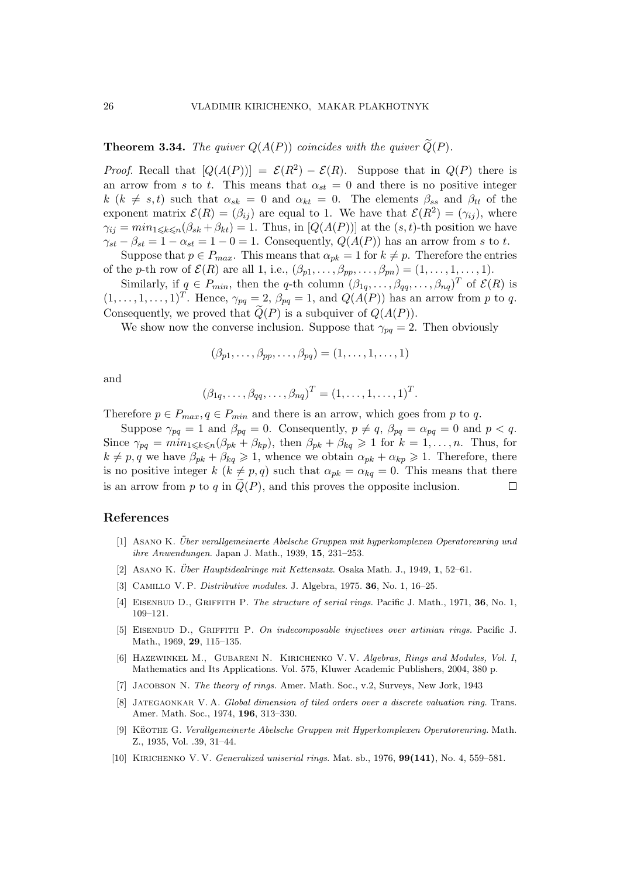**Theorem 3.34.** *The quiver $Q(A(P))$ coincides with the quiver $\widetilde{Q}(P)$.*

*Proof.* Recall that $[Q(A(P))] = \mathcal{E}(R^2) - \mathcal{E}(R)$. Suppose that in $Q(P)$ there is an arrow from $s$ to $t$. This means that $\alpha_{st} = 0$ and there is no positive integer $k$ ($k \neq s, t$) such that $\alpha_{sk} = 0$ and $\alpha_{kt} = 0$. The elements $\beta_{ss}$ and $\beta_{tt}$ of the exponent matrix $\mathcal{E}(R) = (\beta_{ij})$ are equal to 1. We have that $\mathcal{E}(R^2) = (\gamma_{ij})$, where $\gamma_{ij} = min_{1 \leqslant k \leqslant n}(\beta_{sk} + \beta_{kt}) = 1$. Thus, in $[Q(A(P))]$ at the $(s,t)$-th position we have $\gamma_{st} - \beta_{st} = 1 - \alpha_{st} = 1 - 0 = 1$. Consequently, $Q(A(P))$ has an arrow from $s$ to $t$.

Suppose that $p \in P_{max}$. This means that $\alpha_{pk} = 1$ for $k \neq p$. Therefore the entries of the $p$-th row of $\mathcal{E}(R)$ are all 1, i.e., $(\beta_{p1}, \ldots, \beta_{pp}, \ldots, \beta_{pn}) = (1, \ldots, 1, \ldots, 1)$.

Similarly, if $q \in P_{min}$, then the $q$-th column $(\beta_{1q}, \ldots, \beta_{qq}, \ldots, \beta_{nq})^T$ of $\mathcal{E}(R)$ is $(1, \ldots, 1, \ldots, 1)^T$. Hence, $\gamma_{pq} = 2$, $\beta_{pq} = 1$, and $Q(A(P))$ has an arrow from $p$ to $q$. Consequently, we proved that $\widetilde{Q}(P)$ is a subquiver of $Q(A(P))$.

We show now the converse inclusion. Suppose that $\gamma_{pq} = 2$. Then obviously

$$(\beta_{p1}, \ldots, \beta_{pp}, \ldots, \beta_{pq}) = (1, \ldots, 1, \ldots, 1)$$

and

$$(\beta_{1q}, \ldots, \beta_{qq}, \ldots, \beta_{nq})^T = (1, \ldots, 1, \ldots, 1)^T.$$

Therefore $p \in P_{max}, q \in P_{min}$ and there is an arrow, which goes from $p$ to $q$.

Suppose $\gamma_{pq} = 1$ and $\beta_{pq} = 0$. Consequently, $p \neq q$, $\beta_{pq} = \alpha_{pq} = 0$ and $p < q$. Since $\gamma_{pq} = min_{1 \leqslant k \leqslant n}(\beta_{pk} + \beta_{kp})$, then $\beta_{pk} + \beta_{kq} \geqslant 1$ for $k = 1, \ldots, n$. Thus, for $k \neq p, q$ we have $\beta_{pk} + \beta_{kq} \geqslant 1$, whence we obtain $\alpha_{pk} + \alpha_{kp} \geqslant 1$. Therefore, there is no positive integer $k$ ($k \neq p, q$) such that $\alpha_{pk} = \alpha_{kq} = 0$. This means that there is an arrow from $p$ to $q$ in $\widetilde{Q}(P)$, and this proves the opposite inclusion. □

## References

[1] Asano K. *Über verallgemeinerte Abelsche Gruppen mit hyperkomplexen Operatorenring und ihre Anwendungen*. Japan J. Math., 1939, **15**, 231–253.

[2] Asano K. *Über Hauptidealringe mit Kettensatz*. Osaka Math. J., 1949, **1**, 52–61.

[3] Camillo V. P. *Distributive modules*. J. Algebra, 1975. **36**, No. 1, 16–25.

[4] Eisenbud D., Griffith P. *The structure of serial rings*. Pacific J. Math., 1971, **36**, No. 1, 109–121.

[5] Eisenbud D., Griffith P. *On indecomposable injectives over artinian rings*. Pacific J. Math., 1969, **29**, 115–135.

[6] Hazewinkel M., Gubareni N. Kirichenko V. V. *Algebras, Rings and Modules, Vol. I*, Mathematics and Its Applications. Vol. 575, Kluwer Academic Publishers, 2004, 380 p.

[7] Jacobson N. *The theory of rings*. Amer. Math. Soc., v.2, Surveys, New Jork, 1943

[8] Jategaonkar V. A. *Global dimension of tiled orders over a discrete valuation ring*. Trans. Amer. Math. Soc., 1974, **196**, 313–330.

[9] Këothe G. *Verallgemeinerte Abelsche Gruppen mit Hyperkomplexen Operatorenring*. Math. Z., 1935, Vol. .39, 31–44.

[10] Kirichenko V. V. *Generalized uniserial rings*. Mat. sb., 1976, **99(141)**, No. 4, 559–581.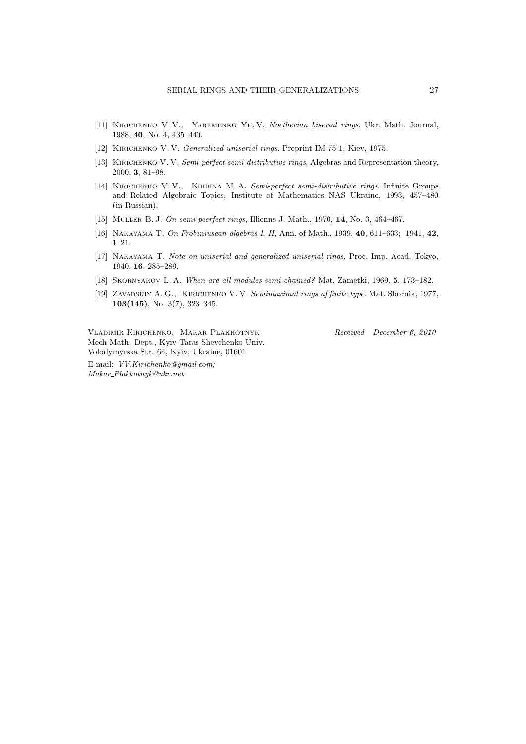[11] Kirichenko V. V., Yaremenko Yu. V. *Noetherian biserial rings*. Ukr. Math. Journal, 1988, **40**, No. 4, 435–440.

[12] Kirichenko V. V. *Generalized uniserial rings*. Preprint IM-75-1, Kiev, 1975.

[13] Kirichenko V. V. *Semi-perfect semi-distributive rings*. Algebras and Representation theory, 2000, **3**, 81–98.

[14] Kirichenko V. V., Khibina M. A. *Semi-perfect semi-distributive rings*. Infinite Groups and Related Algebraic Topics, Institute of Mathematics NAS Ukraine, 1993, 457–480 (in Russian).

[15] Muller B. J. *On semi-peerfect rings*, Illionns J. Math., 1970, **14**, No. 3, 464–467.

[16] Nakayama T. *On Frobeniusean algebras I, II*, Ann. of Math., 1939, **40**, 611–633; 1941, **42**, 1–21.

[17] Nakayama T. *Note on uniserial and generalized uniserial rings*, Proc. Imp. Acad. Tokyo, 1940, **16**, 285–289.

[18] Skornyakov L. A. *When are all modules semi-chained?* Mat. Zametki, 1969, **5**, 173–182.

[19] Zavadskiy A. G., Kirichenko V. V. *Semimaximal rings af finite type*. Mat. Sbornik, 1977, **103(145)**, No. 3(7), 323–345.

Vladimir Kirichenko, Makar Plakhotnyk
Mech-Math. Dept., Kyiv Taras Shevchenko Univ.
Volodymyrska Str. 64, Kyiv, Ukraine, 01601

E-mail: *VV.Kirichenko@gmail.com;*
*Makar_Plakhotnyk@ukr.net*

*Received December 6, 2010*